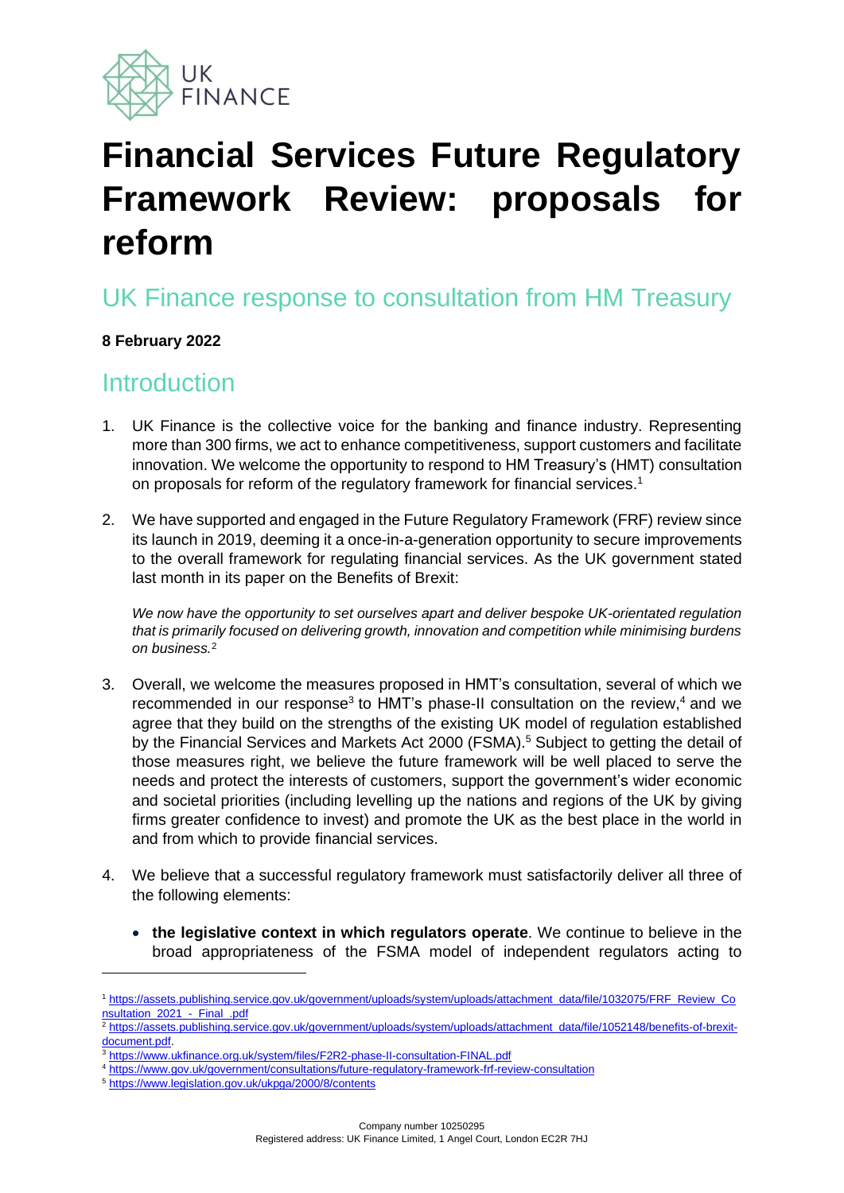# Financial Services Future Regulatory Framework Review: proposals for reform

## UK Finance response to consultation from HM Treasury

**8 February 2022**

## Introduction

1. UK Finance is the collective voice for the banking and finance industry. Representing more than 300 firms, we act to enhance competitiveness, support customers and facilitate innovation. We welcome the opportunity to respond to HM Treasury's (HMT) consultation on proposals for reform of the regulatory framework for financial services.[1]

2. We have supported and engaged in the Future Regulatory Framework (FRF) review since its launch in 2019, deeming it a once-in-a-generation opportunity to secure improvements to the overall framework for regulating financial services. As the UK government stated last month in its paper on the Benefits of Brexit:

   *We now have the opportunity to set ourselves apart and deliver bespoke UK-orientated regulation that is primarily focused on delivering growth, innovation and competition while minimising burdens on business.*[2]

3. Overall, we welcome the measures proposed in HMT's consultation, several of which we recommended in our response[3] to HMT's phase-II consultation on the review,[4] and we agree that they build on the strengths of the existing UK model of regulation established by the Financial Services and Markets Act 2000 (FSMA).[5] Subject to getting the detail of those measures right, we believe the future framework will be well placed to serve the needs and protect the interests of customers, support the government's wider economic and societal priorities (including levelling up the nations and regions of the UK by giving firms greater confidence to invest) and promote the UK as the best place in the world in and from which to provide financial services.

4. We believe that a successful regulatory framework must satisfactorily deliver all three of the following elements:

   - **the legislative context in which regulators operate**. We continue to believe in the broad appropriateness of the FSMA model of independent regulators acting to

---

[1] https://assets.publishing.service.gov.uk/government/uploads/system/uploads/attachment_data/file/1032075/FRF_Review_Consultation_2021_-_Final_.pdf

[2] https://assets.publishing.service.gov.uk/government/uploads/system/uploads/attachment_data/file/1052148/benefits-of-brexit-document.pdf.

[3] https://www.ukfinance.org.uk/system/files/F2R2-phase-II-consultation-FINAL.pdf

[4] https://www.gov.uk/government/consultations/future-regulatory-framework-frf-review-consultation

[5] https://www.legislation.gov.uk/ukpga/2000/8/contents

Company number 10250295
Registered address: UK Finance Limited, 1 Angel Court, London EC2R 7HJ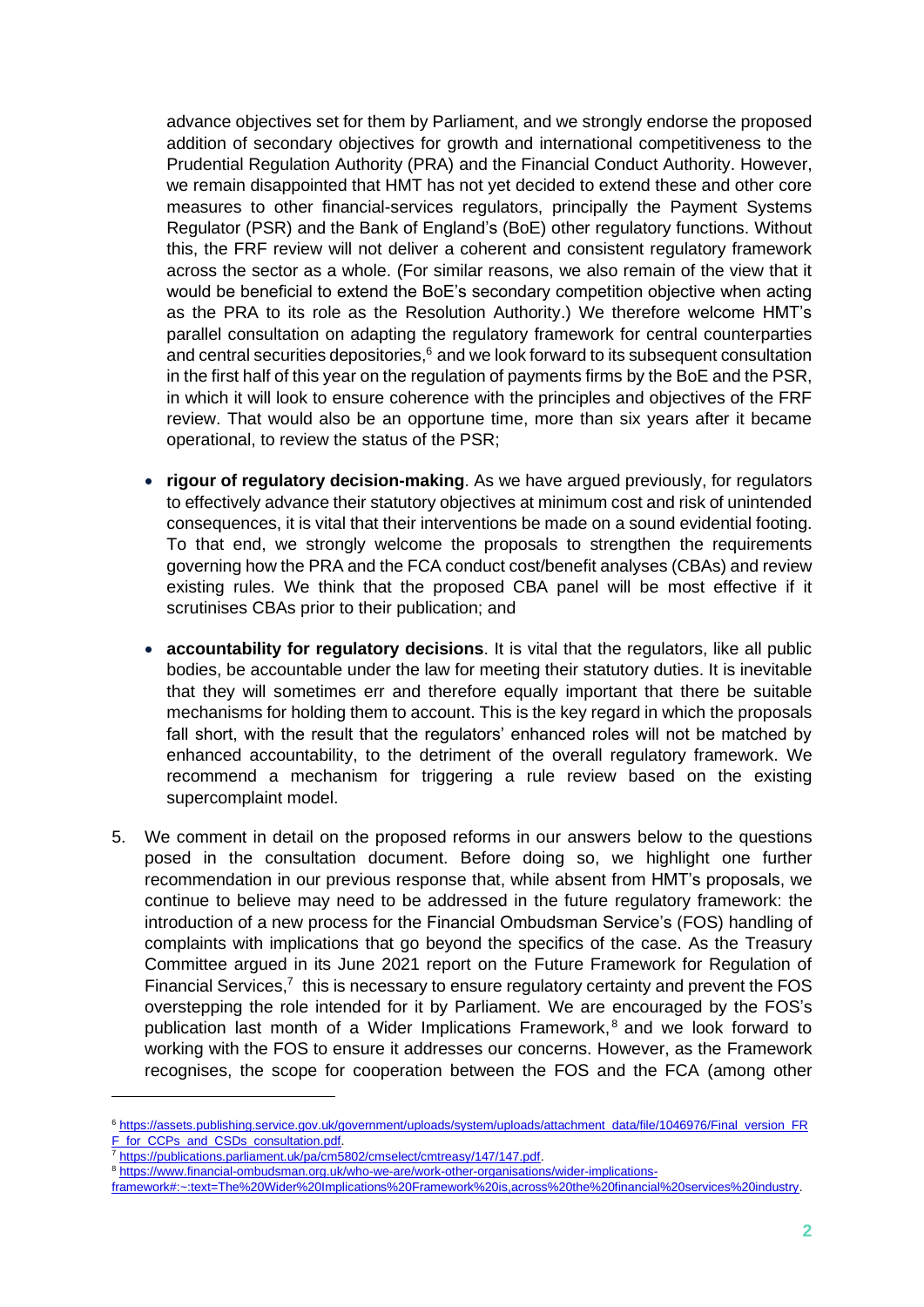advance objectives set for them by Parliament, and we strongly endorse the proposed addition of secondary objectives for growth and international competitiveness to the Prudential Regulation Authority (PRA) and the Financial Conduct Authority. However, we remain disappointed that HMT has not yet decided to extend these and other core measures to other financial-services regulators, principally the Payment Systems Regulator (PSR) and the Bank of England's (BoE) other regulatory functions. Without this, the FRF review will not deliver a coherent and consistent regulatory framework across the sector as a whole. (For similar reasons, we also remain of the view that it would be beneficial to extend the BoE's secondary competition objective when acting as the PRA to its role as the Resolution Authority.) We therefore welcome HMT's parallel consultation on adapting the regulatory framework for central counterparties and central securities depositories,[6] and we look forward to its subsequent consultation in the first half of this year on the regulation of payments firms by the BoE and the PSR, in which it will look to ensure coherence with the principles and objectives of the FRF review. That would also be an opportune time, more than six years after it became operational, to review the status of the PSR;

- **rigour of regulatory decision-making**. As we have argued previously, for regulators to effectively advance their statutory objectives at minimum cost and risk of unintended consequences, it is vital that their interventions be made on a sound evidential footing. To that end, we strongly welcome the proposals to strengthen the requirements governing how the PRA and the FCA conduct cost/benefit analyses (CBAs) and review existing rules. We think that the proposed CBA panel will be most effective if it scrutinises CBAs prior to their publication; and

- **accountability for regulatory decisions**. It is vital that the regulators, like all public bodies, be accountable under the law for meeting their statutory duties. It is inevitable that they will sometimes err and therefore equally important that there be suitable mechanisms for holding them to account. This is the key regard in which the proposals fall short, with the result that the regulators' enhanced roles will not be matched by enhanced accountability, to the detriment of the overall regulatory framework. We recommend a mechanism for triggering a rule review based on the existing supercomplaint model.

5. We comment in detail on the proposed reforms in our answers below to the questions posed in the consultation document. Before doing so, we highlight one further recommendation in our previous response that, while absent from HMT's proposals, we continue to believe may need to be addressed in the future regulatory framework: the introduction of a new process for the Financial Ombudsman Service's (FOS) handling of complaints with implications that go beyond the specifics of the case. As the Treasury Committee argued in its June 2021 report on the Future Framework for Regulation of Financial Services,[7] this is necessary to ensure regulatory certainty and prevent the FOS overstepping the role intended for it by Parliament. We are encouraged by the FOS's publication last month of a Wider Implications Framework,[8] and we look forward to working with the FOS to ensure it addresses our concerns. However, as the Framework recognises, the scope for cooperation between the FOS and the FCA (among other

---

[6] https://assets.publishing.service.gov.uk/government/uploads/system/uploads/attachment_data/file/1046976/Final_version_FRF_for_CCPs_and_CSDs_consultation.pdf.

[7] https://publications.parliament.uk/pa/cm5802/cmselect/cmtreasy/147/147.pdf.

[8] https://www.financial-ombudsman.org.uk/who-we-are/work-other-organisations/wider-implications-framework#:~:text=The%20Wider%20Implications%20Framework%20is,across%20the%20financial%20services%20industry.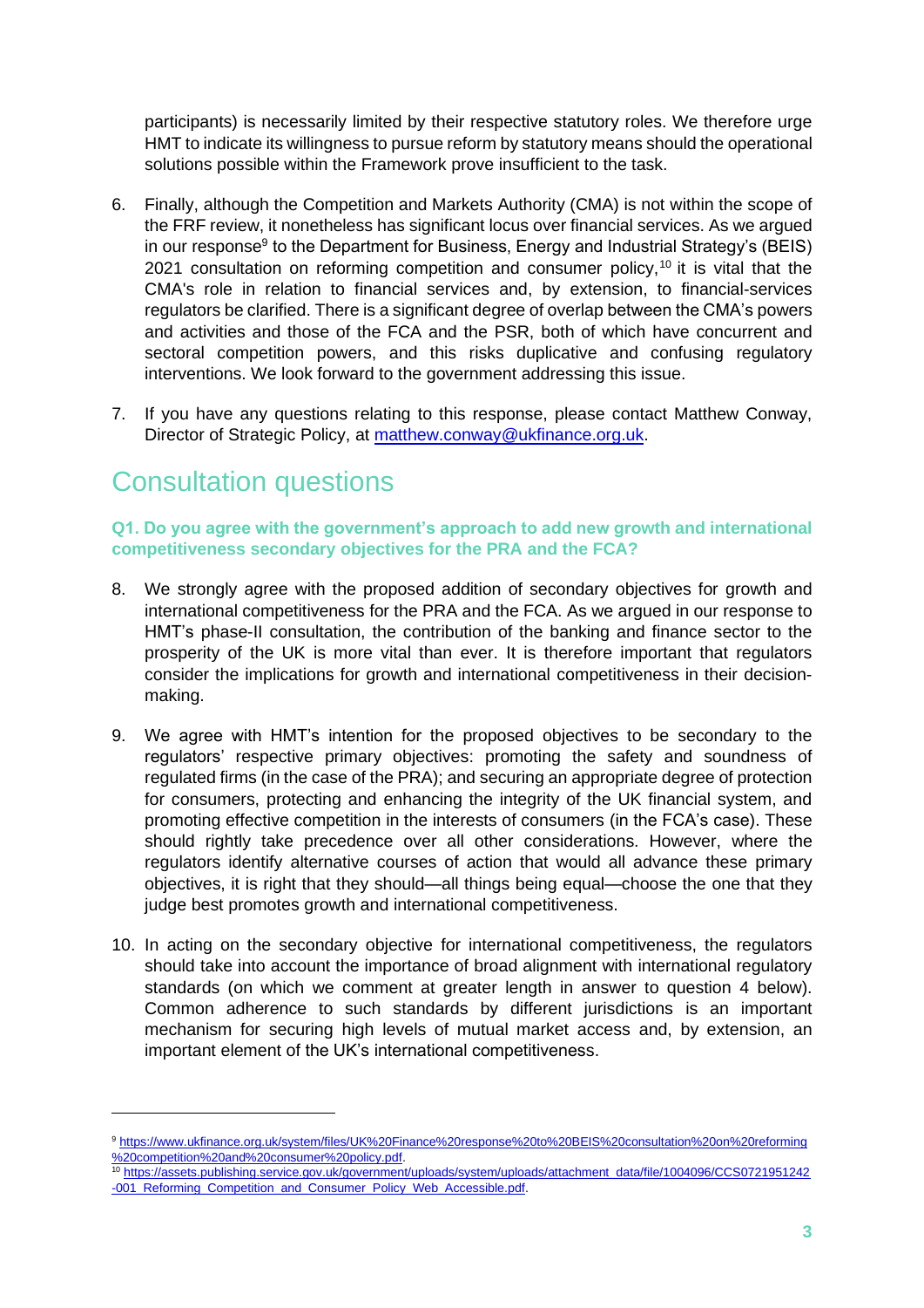participants) is necessarily limited by their respective statutory roles. We therefore urge HMT to indicate its willingness to pursue reform by statutory means should the operational solutions possible within the Framework prove insufficient to the task.

6. Finally, although the Competition and Markets Authority (CMA) is not within the scope of the FRF review, it nonetheless has significant locus over financial services. As we argued in our response[9] to the Department for Business, Energy and Industrial Strategy's (BEIS) 2021 consultation on reforming competition and consumer policy,[10] it is vital that the CMA's role in relation to financial services and, by extension, to financial-services regulators be clarified. There is a significant degree of overlap between the CMA's powers and activities and those of the FCA and the PSR, both of which have concurrent and sectoral competition powers, and this risks duplicative and confusing regulatory interventions. We look forward to the government addressing this issue.

7. If you have any questions relating to this response, please contact Matthew Conway, Director of Strategic Policy, at [matthew.conway@ukfinance.org.uk](mailto:matthew.conway@ukfinance.org.uk).

# Consultation questions

### Q1. Do you agree with the government's approach to add new growth and international competitiveness secondary objectives for the PRA and the FCA?

8. We strongly agree with the proposed addition of secondary objectives for growth and international competitiveness for the PRA and the FCA. As we argued in our response to HMT's phase-II consultation, the contribution of the banking and finance sector to the prosperity of the UK is more vital than ever. It is therefore important that regulators consider the implications for growth and international competitiveness in their decision-making.

9. We agree with HMT's intention for the proposed objectives to be secondary to the regulators' respective primary objectives: promoting the safety and soundness of regulated firms (in the case of the PRA); and securing an appropriate degree of protection for consumers, protecting and enhancing the integrity of the UK financial system, and promoting effective competition in the interests of consumers (in the FCA's case). These should rightly take precedence over all other considerations. However, where the regulators identify alternative courses of action that would all advance these primary objectives, it is right that they should—all things being equal—choose the one that they judge best promotes growth and international competitiveness.

10. In acting on the secondary objective for international competitiveness, the regulators should take into account the importance of broad alignment with international regulatory standards (on which we comment at greater length in answer to question 4 below). Common adherence to such standards by different jurisdictions is an important mechanism for securing high levels of mutual market access and, by extension, an important element of the UK's international competitiveness.

---

[9] https://www.ukfinance.org.uk/system/files/UK%20Finance%20response%20to%20BEIS%20consultation%20on%20reforming%20competition%20and%20consumer%20policy.pdf.

[10] https://assets.publishing.service.gov.uk/government/uploads/system/uploads/attachment_data/file/1004096/CCS0721951242-001_Reforming_Competition_and_Consumer_Policy_Web_Accessible.pdf.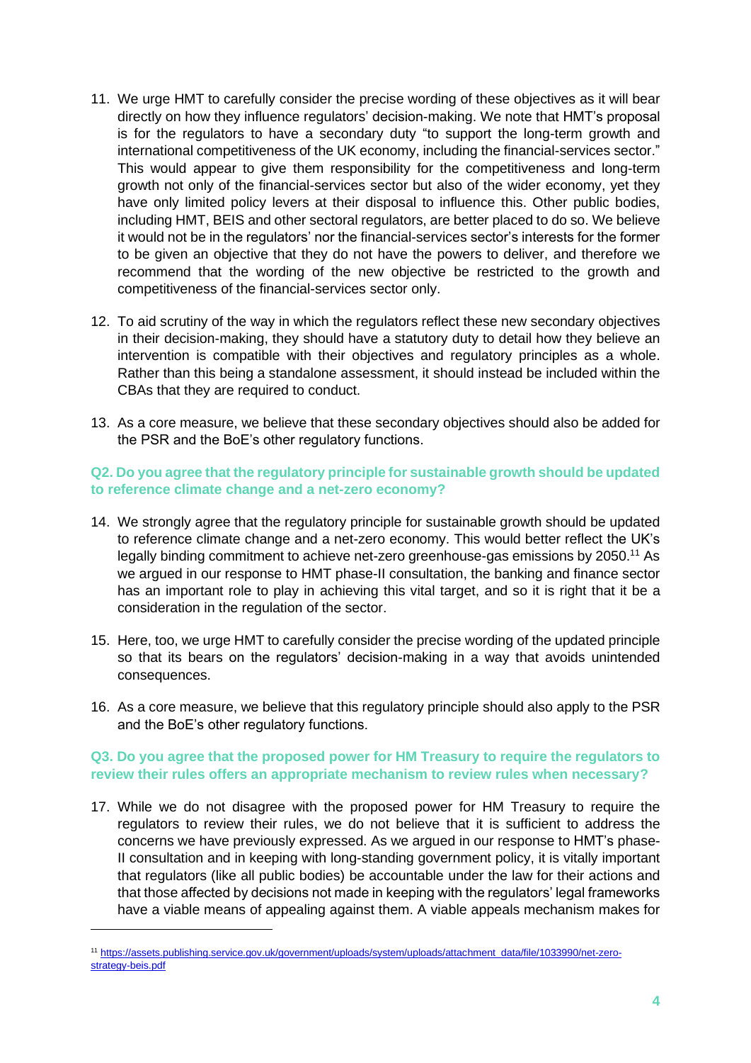11. We urge HMT to carefully consider the precise wording of these objectives as it will bear directly on how they influence regulators' decision-making. We note that HMT's proposal is for the regulators to have a secondary duty "to support the long-term growth and international competitiveness of the UK economy, including the financial-services sector." This would appear to give them responsibility for the competitiveness and long-term growth not only of the financial-services sector but also of the wider economy, yet they have only limited policy levers at their disposal to influence this. Other public bodies, including HMT, BEIS and other sectoral regulators, are better placed to do so. We believe it would not be in the regulators' nor the financial-services sector's interests for the former to be given an objective that they do not have the powers to deliver, and therefore we recommend that the wording of the new objective be restricted to the growth and competitiveness of the financial-services sector only.

12. To aid scrutiny of the way in which the regulators reflect these new secondary objectives in their decision-making, they should have a statutory duty to detail how they believe an intervention is compatible with their objectives and regulatory principles as a whole. Rather than this being a standalone assessment, it should instead be included within the CBAs that they are required to conduct.

13. As a core measure, we believe that these secondary objectives should also be added for the PSR and the BoE's other regulatory functions.

### Q2. Do you agree that the regulatory principle for sustainable growth should be updated to reference climate change and a net-zero economy?

14. We strongly agree that the regulatory principle for sustainable growth should be updated to reference climate change and a net-zero economy. This would better reflect the UK's legally binding commitment to achieve net-zero greenhouse-gas emissions by 2050.[11] As we argued in our response to HMT phase-II consultation, the banking and finance sector has an important role to play in achieving this vital target, and so it is right that it be a consideration in the regulation of the sector.

15. Here, too, we urge HMT to carefully consider the precise wording of the updated principle so that its bears on the regulators' decision-making in a way that avoids unintended consequences.

16. As a core measure, we believe that this regulatory principle should also apply to the PSR and the BoE's other regulatory functions.

### Q3. Do you agree that the proposed power for HM Treasury to require the regulators to review their rules offers an appropriate mechanism to review rules when necessary?

17. While we do not disagree with the proposed power for HM Treasury to require the regulators to review their rules, we do not believe that it is sufficient to address the concerns we have previously expressed. As we argued in our response to HMT's phase-II consultation and in keeping with long-standing government policy, it is vitally important that regulators (like all public bodies) be accountable under the law for their actions and that those affected by decisions not made in keeping with the regulators' legal frameworks have a viable means of appealing against them. A viable appeals mechanism makes for

---

[11] https://assets.publishing.service.gov.uk/government/uploads/system/uploads/attachment_data/file/1033990/net-zero-strategy-beis.pdf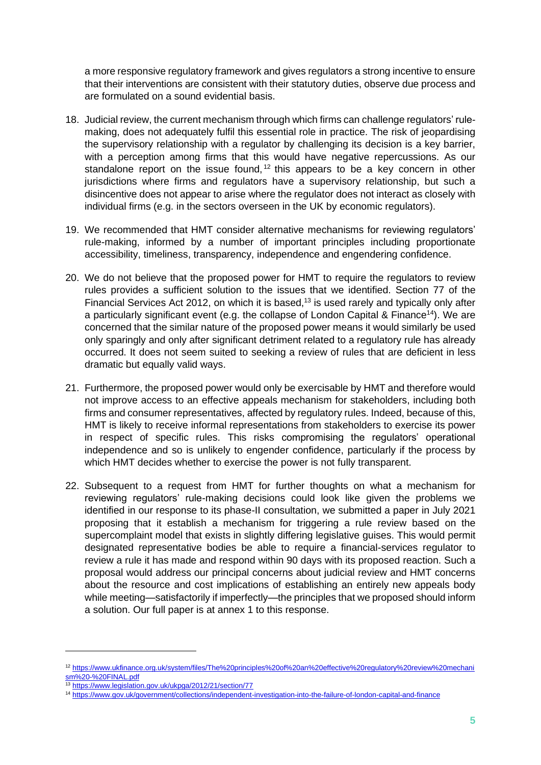a more responsive regulatory framework and gives regulators a strong incentive to ensure that their interventions are consistent with their statutory duties, observe due process and are formulated on a sound evidential basis.

18. Judicial review, the current mechanism through which firms can challenge regulators' rule-making, does not adequately fulfil this essential role in practice. The risk of jeopardising the supervisory relationship with a regulator by challenging its decision is a key barrier, with a perception among firms that this would have negative repercussions. As our standalone report on the issue found,[12] this appears to be a key concern in other jurisdictions where firms and regulators have a supervisory relationship, but such a disincentive does not appear to arise where the regulator does not interact as closely with individual firms (e.g. in the sectors overseen in the UK by economic regulators).

19. We recommended that HMT consider alternative mechanisms for reviewing regulators' rule-making, informed by a number of important principles including proportionate accessibility, timeliness, transparency, independence and engendering confidence.

20. We do not believe that the proposed power for HMT to require the regulators to review rules provides a sufficient solution to the issues that we identified. Section 77 of the Financial Services Act 2012, on which it is based,[13] is used rarely and typically only after a particularly significant event (e.g. the collapse of London Capital & Finance[14]). We are concerned that the similar nature of the proposed power means it would similarly be used only sparingly and only after significant detriment related to a regulatory rule has already occurred. It does not seem suited to seeking a review of rules that are deficient in less dramatic but equally valid ways.

21. Furthermore, the proposed power would only be exercisable by HMT and therefore would not improve access to an effective appeals mechanism for stakeholders, including both firms and consumer representatives, affected by regulatory rules. Indeed, because of this, HMT is likely to receive informal representations from stakeholders to exercise its power in respect of specific rules. This risks compromising the regulators' operational independence and so is unlikely to engender confidence, particularly if the process by which HMT decides whether to exercise the power is not fully transparent.

22. Subsequent to a request from HMT for further thoughts on what a mechanism for reviewing regulators' rule-making decisions could look like given the problems we identified in our response to its phase-II consultation, we submitted a paper in July 2021 proposing that it establish a mechanism for triggering a rule review based on the supercomplaint model that exists in slightly differing legislative guises. This would permit designated representative bodies be able to require a financial-services regulator to review a rule it has made and respond within 90 days with its proposed reaction. Such a proposal would address our principal concerns about judicial review and HMT concerns about the resource and cost implications of establishing an entirely new appeals body while meeting—satisfactorily if imperfectly—the principles that we proposed should inform a solution. Our full paper is at annex 1 to this response.

---

[12] https://www.ukfinance.org.uk/system/files/The%20principles%20of%20an%20effective%20regulatory%20review%20mechanism%20-%20FINAL.pdf

[13] https://www.legislation.gov.uk/ukpga/2012/21/section/77

[14] https://www.gov.uk/government/collections/independent-investigation-into-the-failure-of-london-capital-and-finance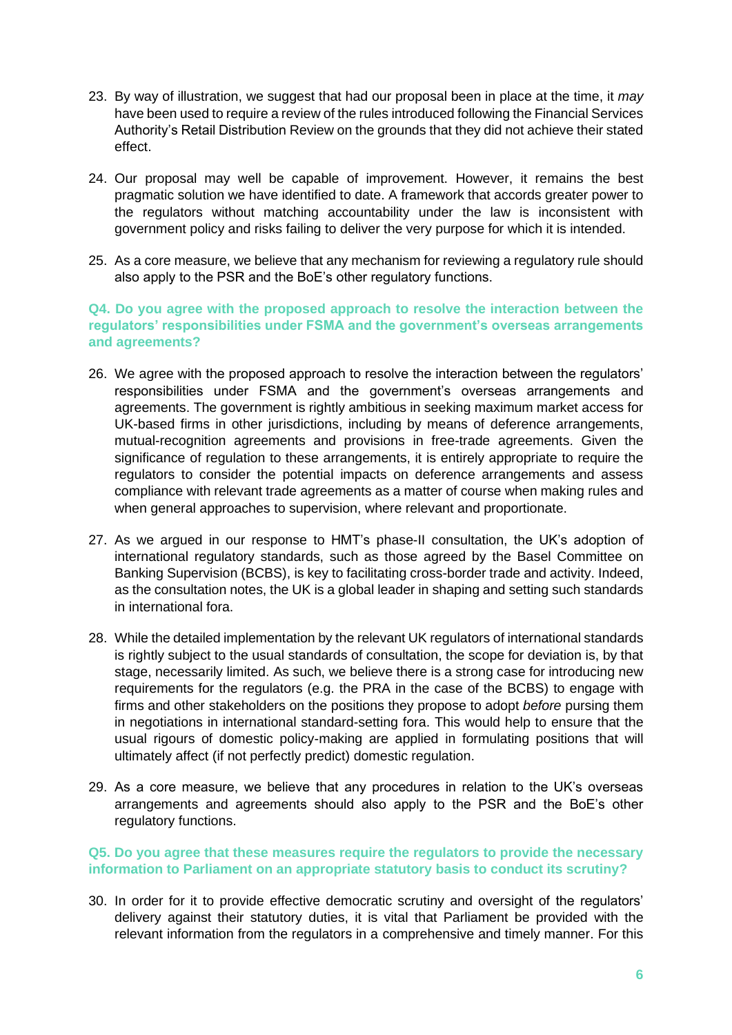23. By way of illustration, we suggest that had our proposal been in place at the time, it *may* have been used to require a review of the rules introduced following the Financial Services Authority's Retail Distribution Review on the grounds that they did not achieve their stated effect.

24. Our proposal may well be capable of improvement. However, it remains the best pragmatic solution we have identified to date. A framework that accords greater power to the regulators without matching accountability under the law is inconsistent with government policy and risks failing to deliver the very purpose for which it is intended.

25. As a core measure, we believe that any mechanism for reviewing a regulatory rule should also apply to the PSR and the BoE's other regulatory functions.

### Q4. Do you agree with the proposed approach to resolve the interaction between the regulators' responsibilities under FSMA and the government's overseas arrangements and agreements?

26. We agree with the proposed approach to resolve the interaction between the regulators' responsibilities under FSMA and the government's overseas arrangements and agreements. The government is rightly ambitious in seeking maximum market access for UK-based firms in other jurisdictions, including by means of deference arrangements, mutual-recognition agreements and provisions in free-trade agreements. Given the significance of regulation to these arrangements, it is entirely appropriate to require the regulators to consider the potential impacts on deference arrangements and assess compliance with relevant trade agreements as a matter of course when making rules and when general approaches to supervision, where relevant and proportionate.

27. As we argued in our response to HMT's phase-II consultation, the UK's adoption of international regulatory standards, such as those agreed by the Basel Committee on Banking Supervision (BCBS), is key to facilitating cross-border trade and activity. Indeed, as the consultation notes, the UK is a global leader in shaping and setting such standards in international fora.

28. While the detailed implementation by the relevant UK regulators of international standards is rightly subject to the usual standards of consultation, the scope for deviation is, by that stage, necessarily limited. As such, we believe there is a strong case for introducing new requirements for the regulators (e.g. the PRA in the case of the BCBS) to engage with firms and other stakeholders on the positions they propose to adopt *before* pursing them in negotiations in international standard-setting fora. This would help to ensure that the usual rigours of domestic policy-making are applied in formulating positions that will ultimately affect (if not perfectly predict) domestic regulation.

29. As a core measure, we believe that any procedures in relation to the UK's overseas arrangements and agreements should also apply to the PSR and the BoE's other regulatory functions.

### Q5. Do you agree that these measures require the regulators to provide the necessary information to Parliament on an appropriate statutory basis to conduct its scrutiny?

30. In order for it to provide effective democratic scrutiny and oversight of the regulators' delivery against their statutory duties, it is vital that Parliament be provided with the relevant information from the regulators in a comprehensive and timely manner. For this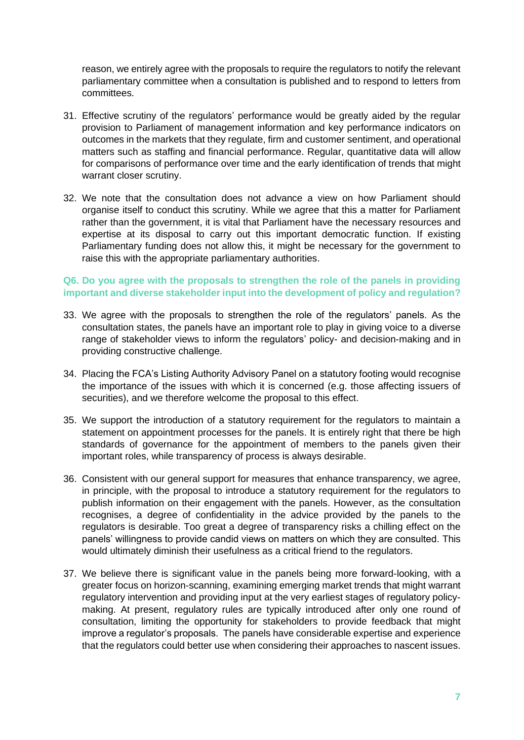reason, we entirely agree with the proposals to require the regulators to notify the relevant parliamentary committee when a consultation is published and to respond to letters from committees.

31. Effective scrutiny of the regulators' performance would be greatly aided by the regular provision to Parliament of management information and key performance indicators on outcomes in the markets that they regulate, firm and customer sentiment, and operational matters such as staffing and financial performance. Regular, quantitative data will allow for comparisons of performance over time and the early identification of trends that might warrant closer scrutiny.

32. We note that the consultation does not advance a view on how Parliament should organise itself to conduct this scrutiny. While we agree that this a matter for Parliament rather than the government, it is vital that Parliament have the necessary resources and expertise at its disposal to carry out this important democratic function. If existing Parliamentary funding does not allow this, it might be necessary for the government to raise this with the appropriate parliamentary authorities.

**Q6. Do you agree with the proposals to strengthen the role of the panels in providing important and diverse stakeholder input into the development of policy and regulation?**

33. We agree with the proposals to strengthen the role of the regulators' panels. As the consultation states, the panels have an important role to play in giving voice to a diverse range of stakeholder views to inform the regulators' policy- and decision-making and in providing constructive challenge.

34. Placing the FCA's Listing Authority Advisory Panel on a statutory footing would recognise the importance of the issues with which it is concerned (e.g. those affecting issuers of securities), and we therefore welcome the proposal to this effect.

35. We support the introduction of a statutory requirement for the regulators to maintain a statement on appointment processes for the panels. It is entirely right that there be high standards of governance for the appointment of members to the panels given their important roles, while transparency of process is always desirable.

36. Consistent with our general support for measures that enhance transparency, we agree, in principle, with the proposal to introduce a statutory requirement for the regulators to publish information on their engagement with the panels. However, as the consultation recognises, a degree of confidentiality in the advice provided by the panels to the regulators is desirable. Too great a degree of transparency risks a chilling effect on the panels' willingness to provide candid views on matters on which they are consulted. This would ultimately diminish their usefulness as a critical friend to the regulators.

37. We believe there is significant value in the panels being more forward-looking, with a greater focus on horizon-scanning, examining emerging market trends that might warrant regulatory intervention and providing input at the very earliest stages of regulatory policy-making. At present, regulatory rules are typically introduced after only one round of consultation, limiting the opportunity for stakeholders to provide feedback that might improve a regulator's proposals. The panels have considerable expertise and experience that the regulators could better use when considering their approaches to nascent issues.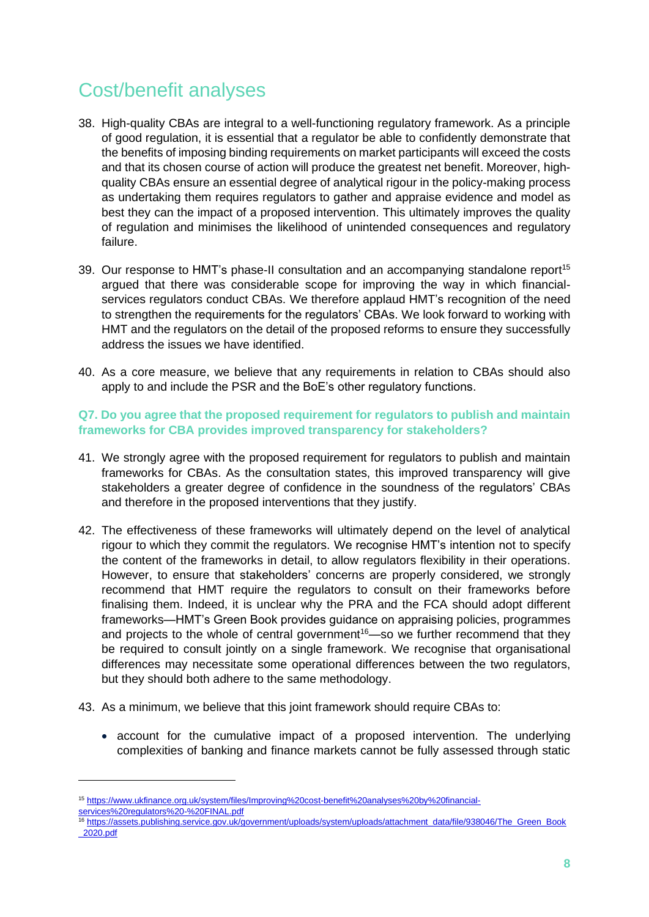## Cost/benefit analyses

38. High-quality CBAs are integral to a well-functioning regulatory framework. As a principle of good regulation, it is essential that a regulator be able to confidently demonstrate that the benefits of imposing binding requirements on market participants will exceed the costs and that its chosen course of action will produce the greatest net benefit. Moreover, high-quality CBAs ensure an essential degree of analytical rigour in the policy-making process as undertaking them requires regulators to gather and appraise evidence and model as best they can the impact of a proposed intervention. This ultimately improves the quality of regulation and minimises the likelihood of unintended consequences and regulatory failure.

39. Our response to HMT's phase-II consultation and an accompanying standalone report[15] argued that there was considerable scope for improving the way in which financial-services regulators conduct CBAs. We therefore applaud HMT's recognition of the need to strengthen the requirements for the regulators' CBAs. We look forward to working with HMT and the regulators on the detail of the proposed reforms to ensure they successfully address the issues we have identified.

40. As a core measure, we believe that any requirements in relation to CBAs should also apply to and include the PSR and the BoE's other regulatory functions.

**Q7. Do you agree that the proposed requirement for regulators to publish and maintain frameworks for CBA provides improved transparency for stakeholders?**

41. We strongly agree with the proposed requirement for regulators to publish and maintain frameworks for CBAs. As the consultation states, this improved transparency will give stakeholders a greater degree of confidence in the soundness of the regulators' CBAs and therefore in the proposed interventions that they justify.

42. The effectiveness of these frameworks will ultimately depend on the level of analytical rigour to which they commit the regulators. We recognise HMT's intention not to specify the content of the frameworks in detail, to allow regulators flexibility in their operations. However, to ensure that stakeholders' concerns are properly considered, we strongly recommend that HMT require the regulators to consult on their frameworks before finalising them. Indeed, it is unclear why the PRA and the FCA should adopt different frameworks—HMT's Green Book provides guidance on appraising policies, programmes and projects to the whole of central government[16]—so we further recommend that they be required to consult jointly on a single framework. We recognise that organisational differences may necessitate some operational differences between the two regulators, but they should both adhere to the same methodology.

43. As a minimum, we believe that this joint framework should require CBAs to:

    - account for the cumulative impact of a proposed intervention. The underlying complexities of banking and finance markets cannot be fully assessed through static

---

[15] https://www.ukfinance.org.uk/system/files/Improving%20cost-benefit%20analyses%20by%20financial-services%20regulators%20-%20FINAL.pdf

[16] https://assets.publishing.service.gov.uk/government/uploads/system/uploads/attachment_data/file/938046/The_Green_Book_2020.pdf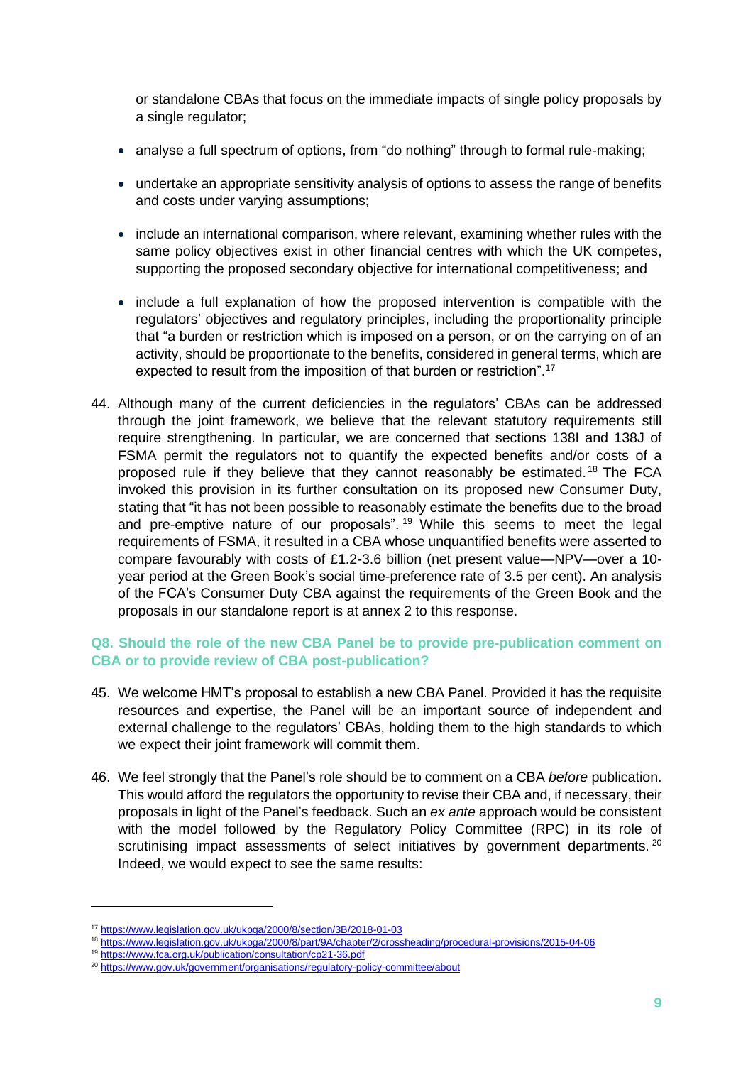or standalone CBAs that focus on the immediate impacts of single policy proposals by a single regulator;

- analyse a full spectrum of options, from "do nothing" through to formal rule-making;
- undertake an appropriate sensitivity analysis of options to assess the range of benefits and costs under varying assumptions;
- include an international comparison, where relevant, examining whether rules with the same policy objectives exist in other financial centres with which the UK competes, supporting the proposed secondary objective for international competitiveness; and
- include a full explanation of how the proposed intervention is compatible with the regulators' objectives and regulatory principles, including the proportionality principle that "a burden or restriction which is imposed on a person, or on the carrying on of an activity, should be proportionate to the benefits, considered in general terms, which are expected to result from the imposition of that burden or restriction".[17]

44. Although many of the current deficiencies in the regulators' CBAs can be addressed through the joint framework, we believe that the relevant statutory requirements still require strengthening. In particular, we are concerned that sections 138I and 138J of FSMA permit the regulators not to quantify the expected benefits and/or costs of a proposed rule if they believe that they cannot reasonably be estimated.[18] The FCA invoked this provision in its further consultation on its proposed new Consumer Duty, stating that "it has not been possible to reasonably estimate the benefits due to the broad and pre-emptive nature of our proposals".[19] While this seems to meet the legal requirements of FSMA, it resulted in a CBA whose unquantified benefits were asserted to compare favourably with costs of £1.2-3.6 billion (net present value—NPV—over a 10-year period at the Green Book's social time-preference rate of 3.5 per cent). An analysis of the FCA's Consumer Duty CBA against the requirements of the Green Book and the proposals in our standalone report is at annex 2 to this response.

### Q8. Should the role of the new CBA Panel be to provide pre-publication comment on CBA or to provide review of CBA post-publication?

45. We welcome HMT's proposal to establish a new CBA Panel. Provided it has the requisite resources and expertise, the Panel will be an important source of independent and external challenge to the regulators' CBAs, holding them to the high standards to which we expect their joint framework will commit them.

46. We feel strongly that the Panel's role should be to comment on a CBA *before* publication. This would afford the regulators the opportunity to revise their CBA and, if necessary, their proposals in light of the Panel's feedback. Such an *ex ante* approach would be consistent with the model followed by the Regulatory Policy Committee (RPC) in its role of scrutinising impact assessments of select initiatives by government departments.[20] Indeed, we would expect to see the same results:

---

[17] https://www.legislation.gov.uk/ukpga/2000/8/section/3B/2018-01-03

[18] https://www.legislation.gov.uk/ukpga/2000/8/part/9A/chapter/2/crossheading/procedural-provisions/2015-04-06

[19] https://www.fca.org.uk/publication/consultation/cp21-36.pdf

[20] https://www.gov.uk/government/organisations/regulatory-policy-committee/about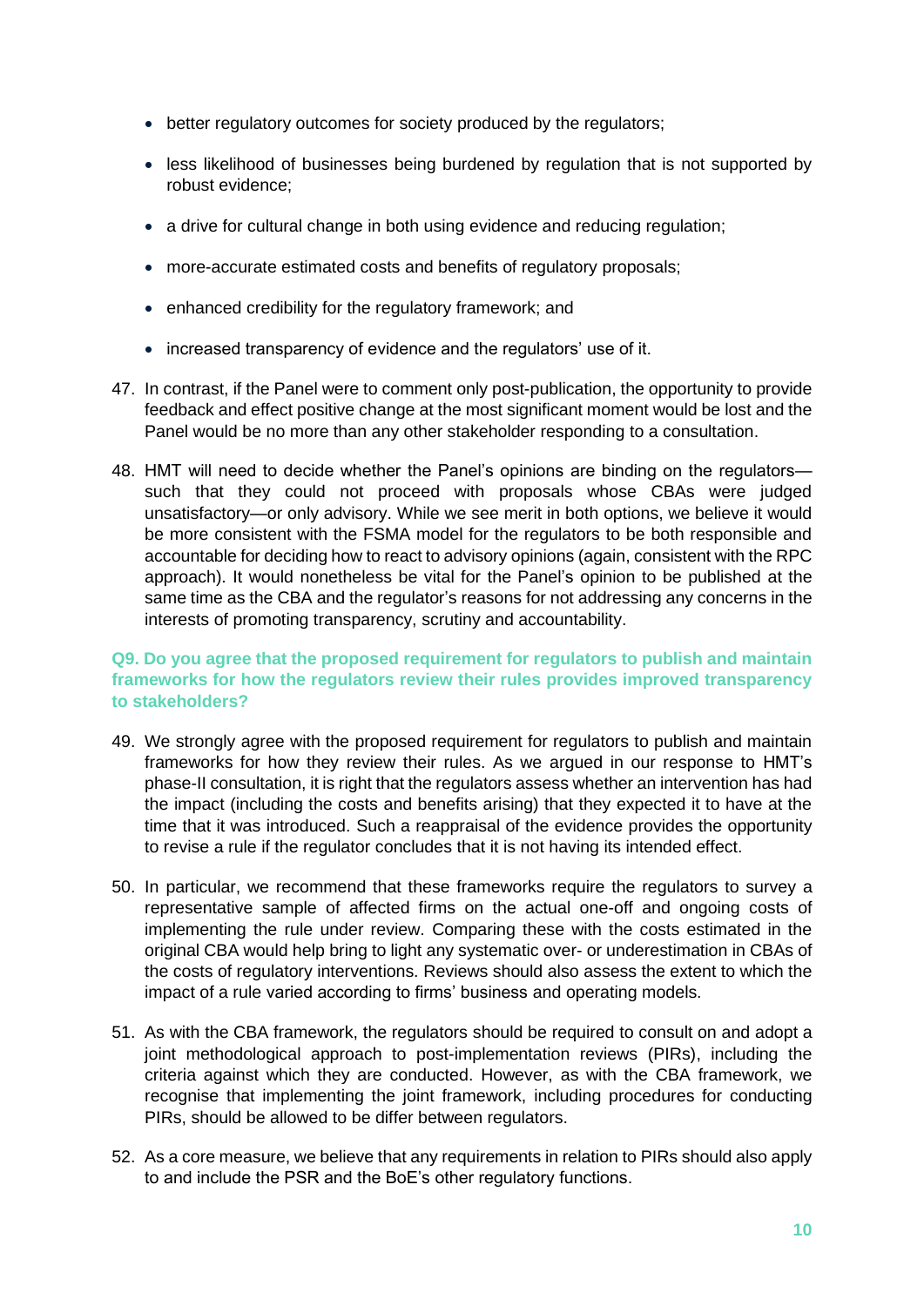- better regulatory outcomes for society produced by the regulators;
- less likelihood of businesses being burdened by regulation that is not supported by robust evidence;
- a drive for cultural change in both using evidence and reducing regulation;
- more-accurate estimated costs and benefits of regulatory proposals;
- enhanced credibility for the regulatory framework; and
- increased transparency of evidence and the regulators' use of it.

47. In contrast, if the Panel were to comment only post-publication, the opportunity to provide feedback and effect positive change at the most significant moment would be lost and the Panel would be no more than any other stakeholder responding to a consultation.

48. HMT will need to decide whether the Panel's opinions are binding on the regulators—such that they could not proceed with proposals whose CBAs were judged unsatisfactory—or only advisory. While we see merit in both options, we believe it would be more consistent with the FSMA model for the regulators to be both responsible and accountable for deciding how to react to advisory opinions (again, consistent with the RPC approach). It would nonetheless be vital for the Panel's opinion to be published at the same time as the CBA and the regulator's reasons for not addressing any concerns in the interests of promoting transparency, scrutiny and accountability.

### Q9. Do you agree that the proposed requirement for regulators to publish and maintain frameworks for how the regulators review their rules provides improved transparency to stakeholders?

49. We strongly agree with the proposed requirement for regulators to publish and maintain frameworks for how they review their rules. As we argued in our response to HMT's phase-II consultation, it is right that the regulators assess whether an intervention has had the impact (including the costs and benefits arising) that they expected it to have at the time that it was introduced. Such a reappraisal of the evidence provides the opportunity to revise a rule if the regulator concludes that it is not having its intended effect.

50. In particular, we recommend that these frameworks require the regulators to survey a representative sample of affected firms on the actual one-off and ongoing costs of implementing the rule under review. Comparing these with the costs estimated in the original CBA would help bring to light any systematic over- or underestimation in CBAs of the costs of regulatory interventions. Reviews should also assess the extent to which the impact of a rule varied according to firms' business and operating models.

51. As with the CBA framework, the regulators should be required to consult on and adopt a joint methodological approach to post-implementation reviews (PIRs), including the criteria against which they are conducted. However, as with the CBA framework, we recognise that implementing the joint framework, including procedures for conducting PIRs, should be allowed to be differ between regulators.

52. As a core measure, we believe that any requirements in relation to PIRs should also apply to and include the PSR and the BoE's other regulatory functions.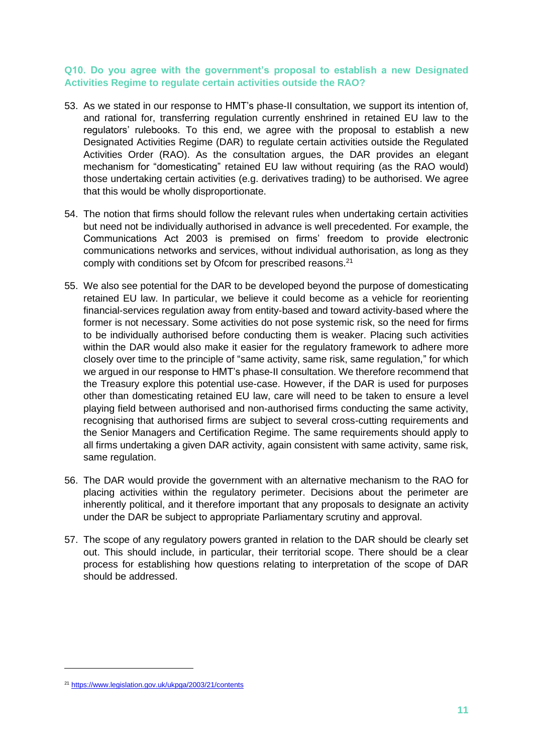**Q10. Do you agree with the government's proposal to establish a new Designated Activities Regime to regulate certain activities outside the RAO?**

53. As we stated in our response to HMT's phase-II consultation, we support its intention of, and rational for, transferring regulation currently enshrined in retained EU law to the regulators' rulebooks. To this end, we agree with the proposal to establish a new Designated Activities Regime (DAR) to regulate certain activities outside the Regulated Activities Order (RAO). As the consultation argues, the DAR provides an elegant mechanism for "domesticating" retained EU law without requiring (as the RAO would) those undertaking certain activities (e.g. derivatives trading) to be authorised. We agree that this would be wholly disproportionate.

54. The notion that firms should follow the relevant rules when undertaking certain activities but need not be individually authorised in advance is well precedented. For example, the Communications Act 2003 is premised on firms' freedom to provide electronic communications networks and services, without individual authorisation, as long as they comply with conditions set by Ofcom for prescribed reasons.[21]

55. We also see potential for the DAR to be developed beyond the purpose of domesticating retained EU law. In particular, we believe it could become as a vehicle for reorienting financial-services regulation away from entity-based and toward activity-based where the former is not necessary. Some activities do not pose systemic risk, so the need for firms to be individually authorised before conducting them is weaker. Placing such activities within the DAR would also make it easier for the regulatory framework to adhere more closely over time to the principle of "same activity, same risk, same regulation," for which we argued in our response to HMT's phase-II consultation. We therefore recommend that the Treasury explore this potential use-case. However, if the DAR is used for purposes other than domesticating retained EU law, care will need to be taken to ensure a level playing field between authorised and non-authorised firms conducting the same activity, recognising that authorised firms are subject to several cross-cutting requirements and the Senior Managers and Certification Regime. The same requirements should apply to all firms undertaking a given DAR activity, again consistent with same activity, same risk, same regulation.

56. The DAR would provide the government with an alternative mechanism to the RAO for placing activities within the regulatory perimeter. Decisions about the perimeter are inherently political, and it therefore important that any proposals to designate an activity under the DAR be subject to appropriate Parliamentary scrutiny and approval.

57. The scope of any regulatory powers granted in relation to the DAR should be clearly set out. This should include, in particular, their territorial scope. There should be a clear process for establishing how questions relating to interpretation of the scope of DAR should be addressed.

---

[21] https://www.legislation.gov.uk/ukpga/2003/21/contents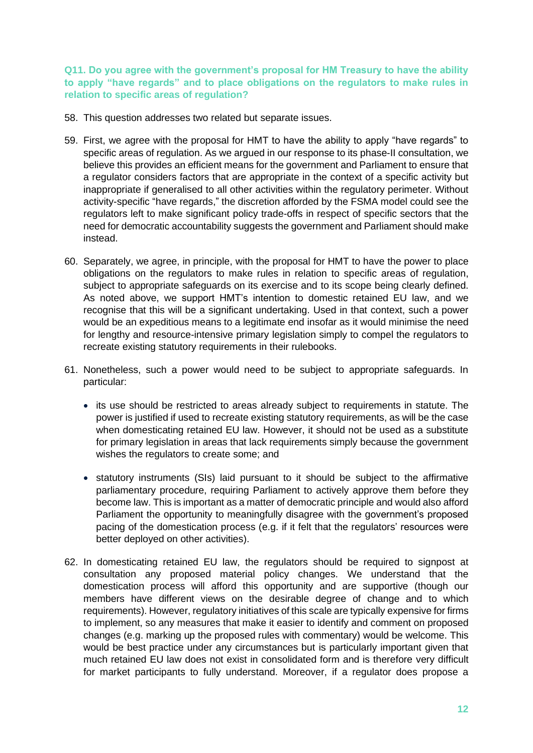**Q11. Do you agree with the government's proposal for HM Treasury to have the ability to apply "have regards" and to place obligations on the regulators to make rules in relation to specific areas of regulation?**

58. This question addresses two related but separate issues.

59. First, we agree with the proposal for HMT to have the ability to apply "have regards" to specific areas of regulation. As we argued in our response to its phase-II consultation, we believe this provides an efficient means for the government and Parliament to ensure that a regulator considers factors that are appropriate in the context of a specific activity but inappropriate if generalised to all other activities within the regulatory perimeter. Without activity-specific "have regards," the discretion afforded by the FSMA model could see the regulators left to make significant policy trade-offs in respect of specific sectors that the need for democratic accountability suggests the government and Parliament should make instead.

60. Separately, we agree, in principle, with the proposal for HMT to have the power to place obligations on the regulators to make rules in relation to specific areas of regulation, subject to appropriate safeguards on its exercise and to its scope being clearly defined. As noted above, we support HMT's intention to domestic retained EU law, and we recognise that this will be a significant undertaking. Used in that context, such a power would be an expeditious means to a legitimate end insofar as it would minimise the need for lengthy and resource-intensive primary legislation simply to compel the regulators to recreate existing statutory requirements in their rulebooks.

61. Nonetheless, such a power would need to be subject to appropriate safeguards. In particular:

    - its use should be restricted to areas already subject to requirements in statute. The power is justified if used to recreate existing statutory requirements, as will be the case when domesticating retained EU law. However, it should not be used as a substitute for primary legislation in areas that lack requirements simply because the government wishes the regulators to create some; and

    - statutory instruments (SIs) laid pursuant to it should be subject to the affirmative parliamentary procedure, requiring Parliament to actively approve them before they become law. This is important as a matter of democratic principle and would also afford Parliament the opportunity to meaningfully disagree with the government's proposed pacing of the domestication process (e.g. if it felt that the regulators' resources were better deployed on other activities).

62. In domesticating retained EU law, the regulators should be required to signpost at consultation any proposed material policy changes. We understand that the domestication process will afford this opportunity and are supportive (though our members have different views on the desirable degree of change and to which requirements). However, regulatory initiatives of this scale are typically expensive for firms to implement, so any measures that make it easier to identify and comment on proposed changes (e.g. marking up the proposed rules with commentary) would be welcome. This would be best practice under any circumstances but is particularly important given that much retained EU law does not exist in consolidated form and is therefore very difficult for market participants to fully understand. Moreover, if a regulator does propose a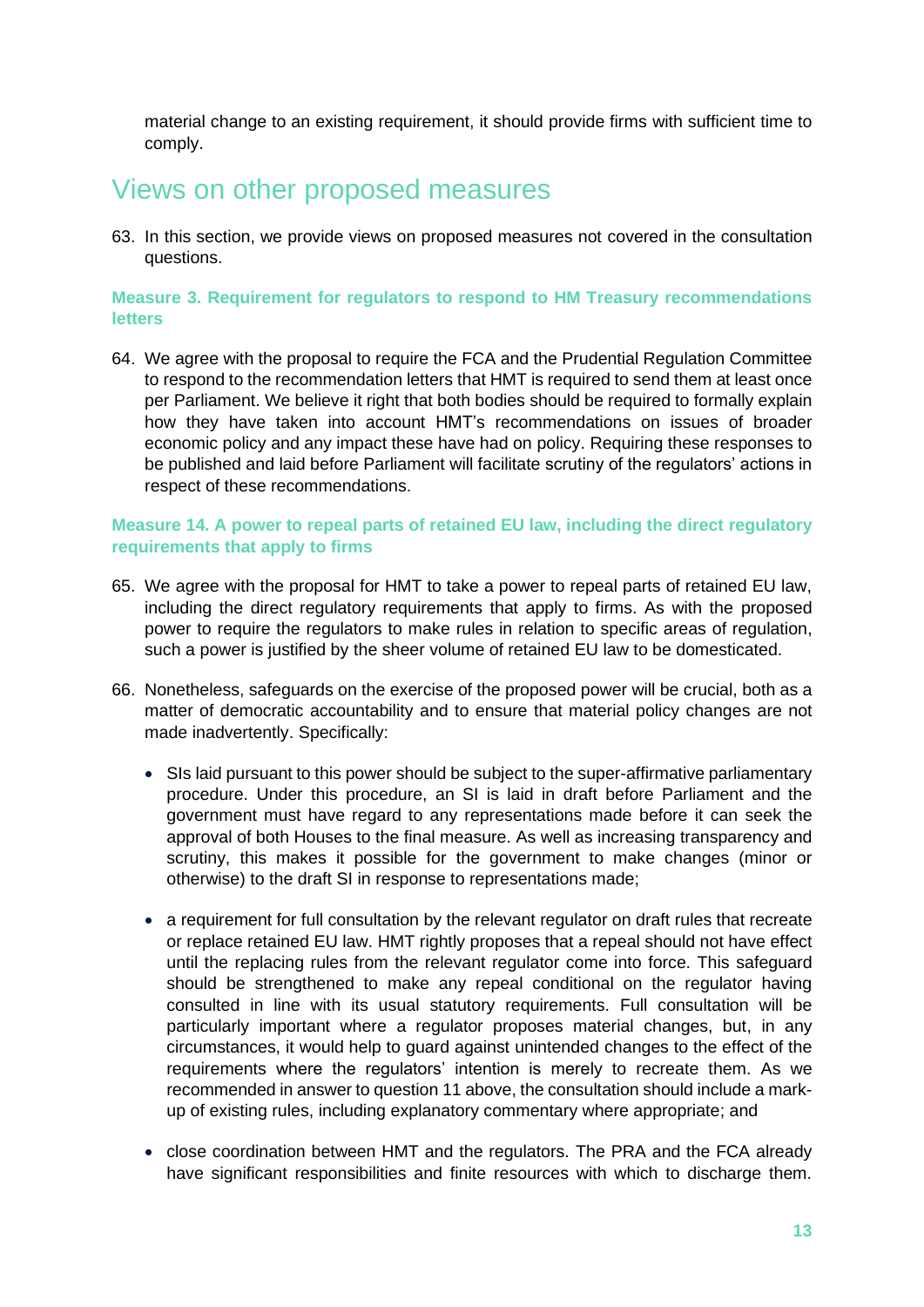material change to an existing requirement, it should provide firms with sufficient time to comply.

## Views on other proposed measures

63. In this section, we provide views on proposed measures not covered in the consultation questions.

### Measure 3. Requirement for regulators to respond to HM Treasury recommendations letters

64. We agree with the proposal to require the FCA and the Prudential Regulation Committee to respond to the recommendation letters that HMT is required to send them at least once per Parliament. We believe it right that both bodies should be required to formally explain how they have taken into account HMT's recommendations on issues of broader economic policy and any impact these have had on policy. Requiring these responses to be published and laid before Parliament will facilitate scrutiny of the regulators' actions in respect of these recommendations.

### Measure 14. A power to repeal parts of retained EU law, including the direct regulatory requirements that apply to firms

65. We agree with the proposal for HMT to take a power to repeal parts of retained EU law, including the direct regulatory requirements that apply to firms. As with the proposed power to require the regulators to make rules in relation to specific areas of regulation, such a power is justified by the sheer volume of retained EU law to be domesticated.

66. Nonetheless, safeguards on the exercise of the proposed power will be crucial, both as a matter of democratic accountability and to ensure that material policy changes are not made inadvertently. Specifically:

   - SIs laid pursuant to this power should be subject to the super-affirmative parliamentary procedure. Under this procedure, an SI is laid in draft before Parliament and the government must have regard to any representations made before it can seek the approval of both Houses to the final measure. As well as increasing transparency and scrutiny, this makes it possible for the government to make changes (minor or otherwise) to the draft SI in response to representations made;

   - a requirement for full consultation by the relevant regulator on draft rules that recreate or replace retained EU law. HMT rightly proposes that a repeal should not have effect until the replacing rules from the relevant regulator come into force. This safeguard should be strengthened to make any repeal conditional on the regulator having consulted in line with its usual statutory requirements. Full consultation will be particularly important where a regulator proposes material changes, but, in any circumstances, it would help to guard against unintended changes to the effect of the requirements where the regulators' intention is merely to recreate them. As we recommended in answer to question 11 above, the consultation should include a mark-up of existing rules, including explanatory commentary where appropriate; and

   - close coordination between HMT and the regulators. The PRA and the FCA already have significant responsibilities and finite resources with which to discharge them.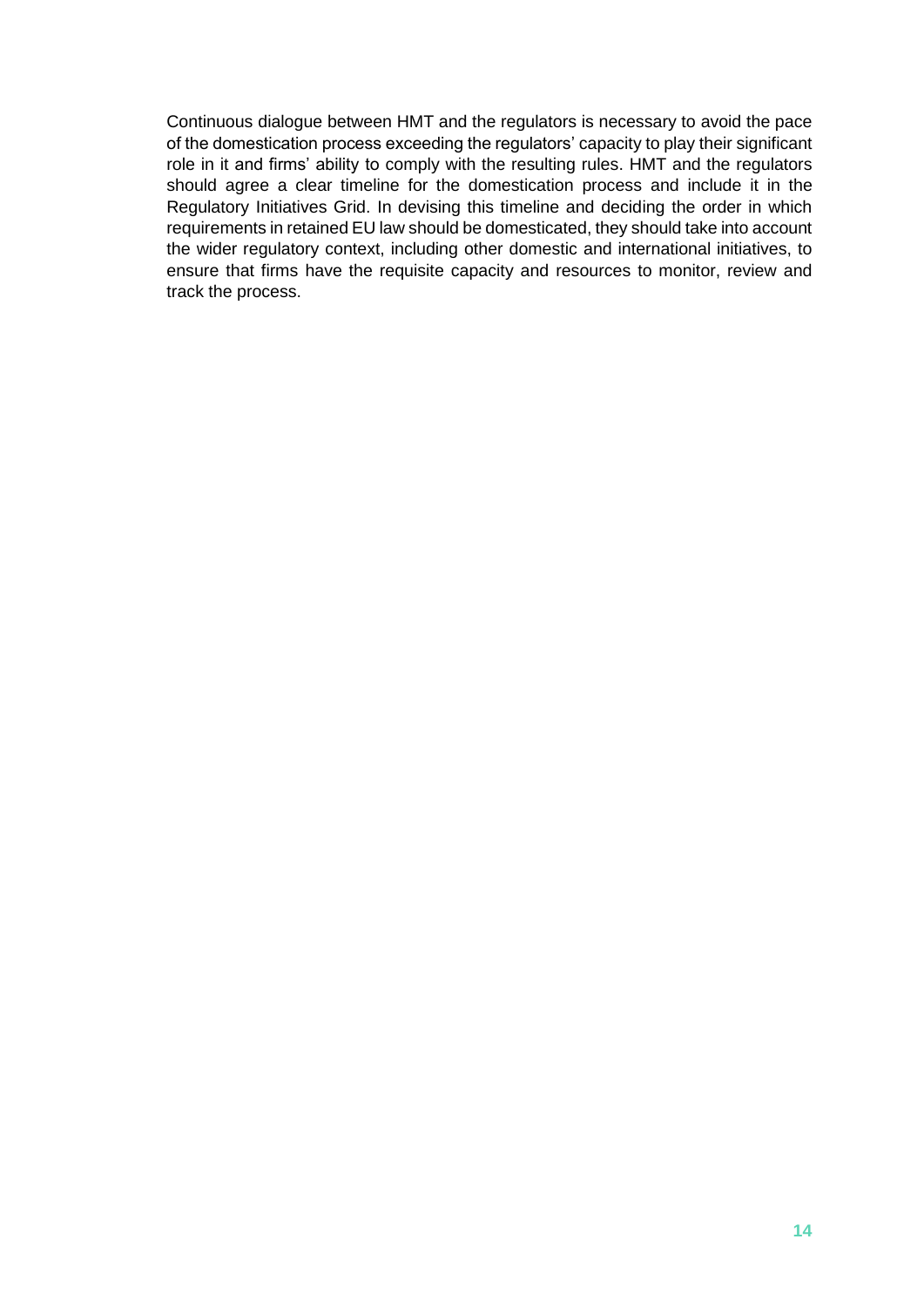Continuous dialogue between HMT and the regulators is necessary to avoid the pace of the domestication process exceeding the regulators' capacity to play their significant role in it and firms' ability to comply with the resulting rules. HMT and the regulators should agree a clear timeline for the domestication process and include it in the Regulatory Initiatives Grid. In devising this timeline and deciding the order in which requirements in retained EU law should be domesticated, they should take into account the wider regulatory context, including other domestic and international initiatives, to ensure that firms have the requisite capacity and resources to monitor, review and track the process.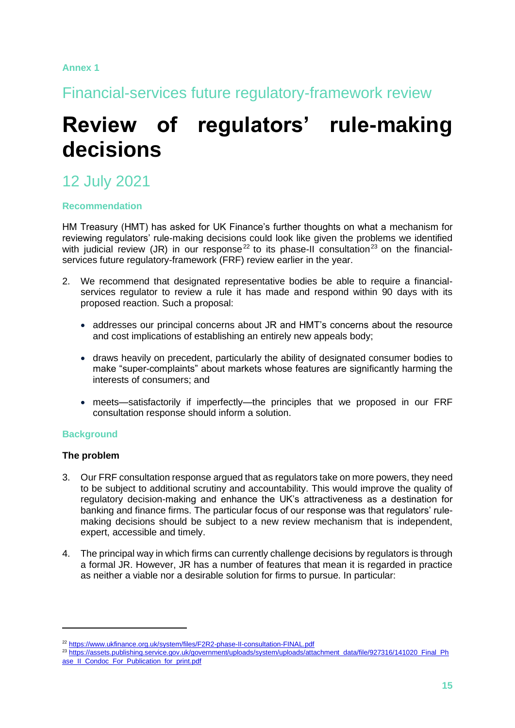Annex 1

## Financial-services future regulatory-framework review

# Review of regulators' rule-making decisions

## 12 July 2021

### Recommendation

HM Treasury (HMT) has asked for UK Finance's further thoughts on what a mechanism for reviewing regulators' rule-making decisions could look like given the problems we identified with judicial review (JR) in our response[22] to its phase-II consultation[23] on the financial-services future regulatory-framework (FRF) review earlier in the year.

2. We recommend that designated representative bodies be able to require a financial-services regulator to review a rule it has made and respond within 90 days with its proposed reaction. Such a proposal:

    - addresses our principal concerns about JR and HMT's concerns about the resource and cost implications of establishing an entirely new appeals body;
    - draws heavily on precedent, particularly the ability of designated consumer bodies to make "super-complaints" about markets whose features are significantly harming the interests of consumers; and
    - meets—satisfactorily if imperfectly—the principles that we proposed in our FRF consultation response should inform a solution.

### Background

#### The problem

3. Our FRF consultation response argued that as regulators take on more powers, they need to be subject to additional scrutiny and accountability. This would improve the quality of regulatory decision-making and enhance the UK's attractiveness as a destination for banking and finance firms. The particular focus of our response was that regulators' rule-making decisions should be subject to a new review mechanism that is independent, expert, accessible and timely.

4. The principal way in which firms can currently challenge decisions by regulators is through a formal JR. However, JR has a number of features that mean it is regarded in practice as neither a viable nor a desirable solution for firms to pursue. In particular:

[22] https://www.ukfinance.org.uk/system/files/F2R2-phase-II-consultation-FINAL.pdf

[23] https://assets.publishing.service.gov.uk/government/uploads/system/uploads/attachment_data/file/927316/141020_Final_Phase_II_Condoc_For_Publication_for_print.pdf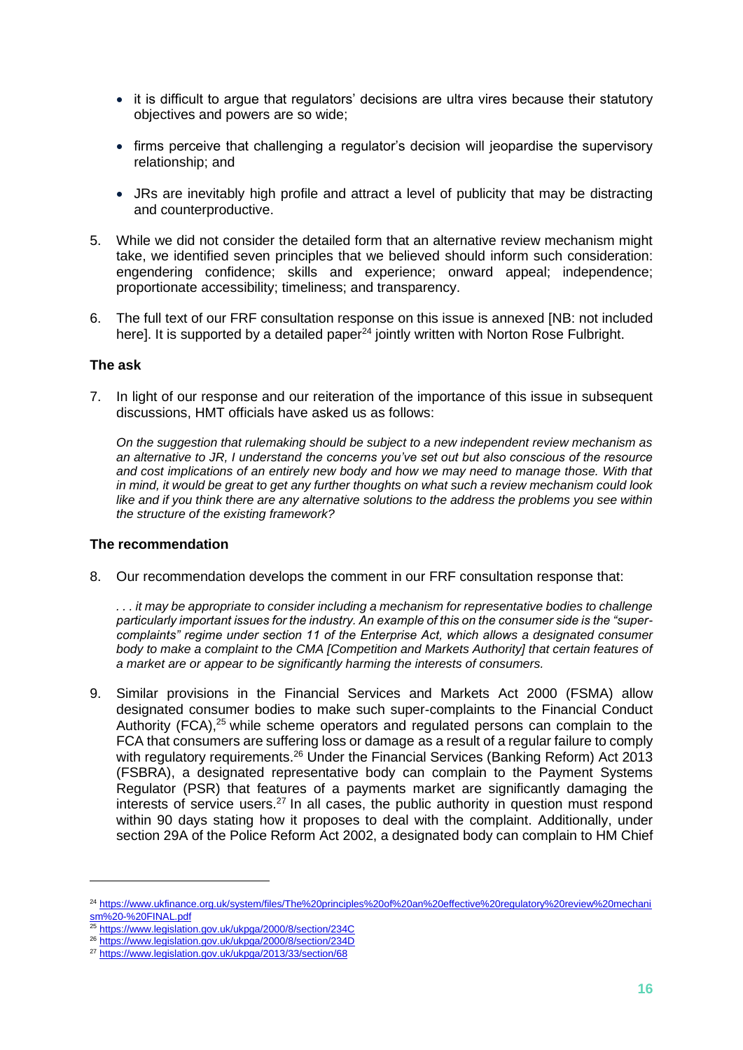- it is difficult to argue that regulators' decisions are ultra vires because their statutory objectives and powers are so wide;
- firms perceive that challenging a regulator's decision will jeopardise the supervisory relationship; and
- JRs are inevitably high profile and attract a level of publicity that may be distracting and counterproductive.

5. While we did not consider the detailed form that an alternative review mechanism might take, we identified seven principles that we believed should inform such consideration: engendering confidence; skills and experience; onward appeal; independence; proportionate accessibility; timeliness; and transparency.

6. The full text of our FRF consultation response on this issue is annexed [NB: not included here]. It is supported by a detailed paper[24] jointly written with Norton Rose Fulbright.

**The ask**

7. In light of our response and our reiteration of the importance of this issue in subsequent discussions, HMT officials have asked us as follows:

   *On the suggestion that rulemaking should be subject to a new independent review mechanism as an alternative to JR, I understand the concerns you've set out but also conscious of the resource and cost implications of an entirely new body and how we may need to manage those. With that in mind, it would be great to get any further thoughts on what such a review mechanism could look like and if you think there are any alternative solutions to the address the problems you see within the structure of the existing framework?*

**The recommendation**

8. Our recommendation develops the comment in our FRF consultation response that:

   *. . . it may be appropriate to consider including a mechanism for representative bodies to challenge particularly important issues for the industry. An example of this on the consumer side is the "super-complaints" regime under section 11 of the Enterprise Act, which allows a designated consumer body to make a complaint to the CMA [Competition and Markets Authority] that certain features of a market are or appear to be significantly harming the interests of consumers.*

9. Similar provisions in the Financial Services and Markets Act 2000 (FSMA) allow designated consumer bodies to make such super-complaints to the Financial Conduct Authority (FCA),[25] while scheme operators and regulated persons can complain to the FCA that consumers are suffering loss or damage as a result of a regular failure to comply with regulatory requirements.[26] Under the Financial Services (Banking Reform) Act 2013 (FSBRA), a designated representative body can complain to the Payment Systems Regulator (PSR) that features of a payments market are significantly damaging the interests of service users.[27] In all cases, the public authority in question must respond within 90 days stating how it proposes to deal with the complaint. Additionally, under section 29A of the Police Reform Act 2002, a designated body can complain to HM Chief

---

[24] https://www.ukfinance.org.uk/system/files/The%20principles%20of%20an%20effective%20regulatory%20review%20mechanism%20-%20FINAL.pdf

[25] https://www.legislation.gov.uk/ukpga/2000/8/section/234C

[26] https://www.legislation.gov.uk/ukpga/2000/8/section/234D

[27] https://www.legislation.gov.uk/ukpga/2013/33/section/68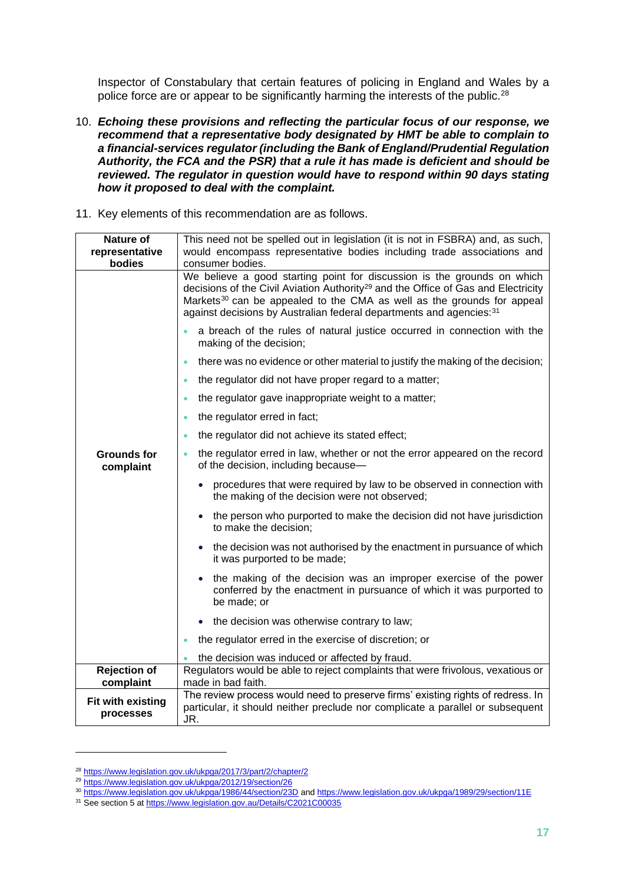Inspector of Constabulary that certain features of policing in England and Wales by a police force are or appear to be significantly harming the interests of the public.[28]

10. ***Echoing these provisions and reflecting the particular focus of our response, we recommend that a representative body designated by HMT be able to complain to a financial-services regulator (including the Bank of England/Prudential Regulation Authority, the FCA and the PSR) that a rule it has made is deficient and should be reviewed. The regulator in question would have to respond within 90 days stating how it proposed to deal with the complaint.***

11. Key elements of this recommendation are as follows.

| | |
|---|---|
| **Nature of representative bodies** | This need not be spelled out in legislation (it is not in FSBRA) and, as such, would encompass representative bodies including trade associations and consumer bodies. |
| **Grounds for complaint** | We believe a good starting point for discussion is the grounds on which decisions of the Civil Aviation Authority[29] and the Office of Gas and Electricity Markets[30] can be appealed to the CMA as well as the grounds for appeal against decisions by Australian federal departments and agencies:[31]<br>• a breach of the rules of natural justice occurred in connection with the making of the decision;<br>• there was no evidence or other material to justify the making of the decision;<br>• the regulator did not have proper regard to a matter;<br>• the regulator gave inappropriate weight to a matter;<br>• the regulator erred in fact;<br>• the regulator did not achieve its stated effect;<br>• the regulator erred in law, whether or not the error appeared on the record of the decision, including because—<br>&nbsp;&nbsp;&nbsp;&nbsp;• procedures that were required by law to be observed in connection with the making of the decision were not observed;<br>&nbsp;&nbsp;&nbsp;&nbsp;• the person who purported to make the decision did not have jurisdiction to make the decision;<br>&nbsp;&nbsp;&nbsp;&nbsp;• the decision was not authorised by the enactment in pursuance of which it was purported to be made;<br>&nbsp;&nbsp;&nbsp;&nbsp;• the making of the decision was an improper exercise of the power conferred by the enactment in pursuance of which it was purported to be made; or<br>&nbsp;&nbsp;&nbsp;&nbsp;• the decision was otherwise contrary to law;<br>• the regulator erred in the exercise of discretion; or<br>• the decision was induced or affected by fraud. |
| **Rejection of complaint** | Regulators would be able to reject complaints that were frivolous, vexatious or made in bad faith. |
| **Fit with existing processes** | The review process would need to preserve firms' existing rights of redress. In particular, it should neither preclude nor complicate a parallel or subsequent JR. |

[28] https://www.legislation.gov.uk/ukpga/2017/3/part/2/chapter/2

[29] https://www.legislation.gov.uk/ukpga/2012/19/section/26

[30] https://www.legislation.gov.uk/ukpga/1986/44/section/23D and https://www.legislation.gov.uk/ukpga/1989/29/section/11E

[31] See section 5 at https://www.legislation.gov.au/Details/C2021C00035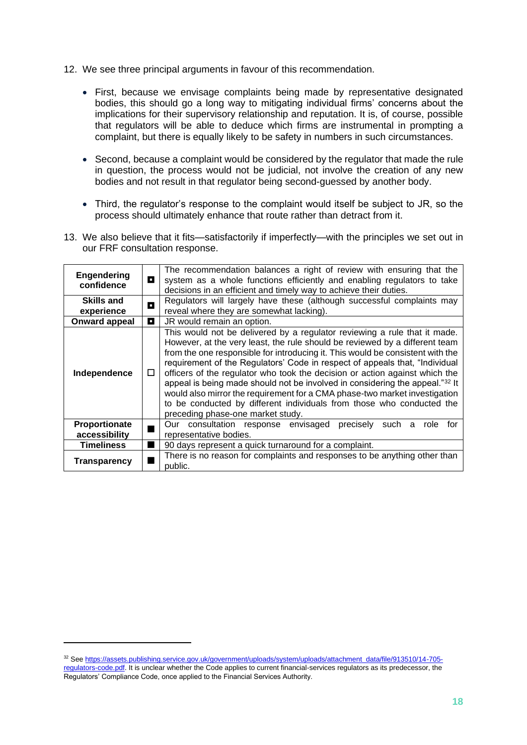12. We see three principal arguments in favour of this recommendation.

    - First, because we envisage complaints being made by representative designated bodies, this should go a long way to mitigating individual firms' concerns about the implications for their supervisory relationship and reputation. It is, of course, possible that regulators will be able to deduce which firms are instrumental in prompting a complaint, but there is equally likely to be safety in numbers in such circumstances.

    - Second, because a complaint would be considered by the regulator that made the rule in question, the process would not be judicial, not involve the creation of any new bodies and not result in that regulator being second-guessed by another body.

    - Third, the regulator's response to the complaint would itself be subject to JR, so the process should ultimately enhance that route rather than detract from it.

13. We also believe that it fits—satisfactorily if imperfectly—with the principles we set out in our FRF consultation response.

| | | |
|---|---|---|
| **Engendering confidence** | ◘ | The recommendation balances a right of review with ensuring that the system as a whole functions efficiently and enabling regulators to take decisions in an efficient and timely way to achieve their duties. |
| **Skills and experience** | ◘ | Regulators will largely have these (although successful complaints may reveal where they are somewhat lacking). |
| **Onward appeal** | ◘ | JR would remain an option. |
| **Independence** | ☐ | This would not be delivered by a regulator reviewing a rule that it made. However, at the very least, the rule should be reviewed by a different team from the one responsible for introducing it. This would be consistent with the requirement of the Regulators' Code in respect of appeals that, "Individual officers of the regulator who took the decision or action against which the appeal is being made should not be involved in considering the appeal."[32] It would also mirror the requirement for a CMA phase-two market investigation to be conducted by different individuals from those who conducted the preceding phase-one market study. |
| **Proportionate accessibility** | ■ | Our consultation response envisaged precisely such a role for representative bodies. |
| **Timeliness** | ■ | 90 days represent a quick turnaround for a complaint. |
| **Transparency** | ■ | There is no reason for complaints and responses to be anything other than public. |

[32] See https://assets.publishing.service.gov.uk/government/uploads/system/uploads/attachment_data/file/913510/14-705-regulators-code.pdf. It is unclear whether the Code applies to current financial-services regulators as its predecessor, the Regulators' Compliance Code, once applied to the Financial Services Authority.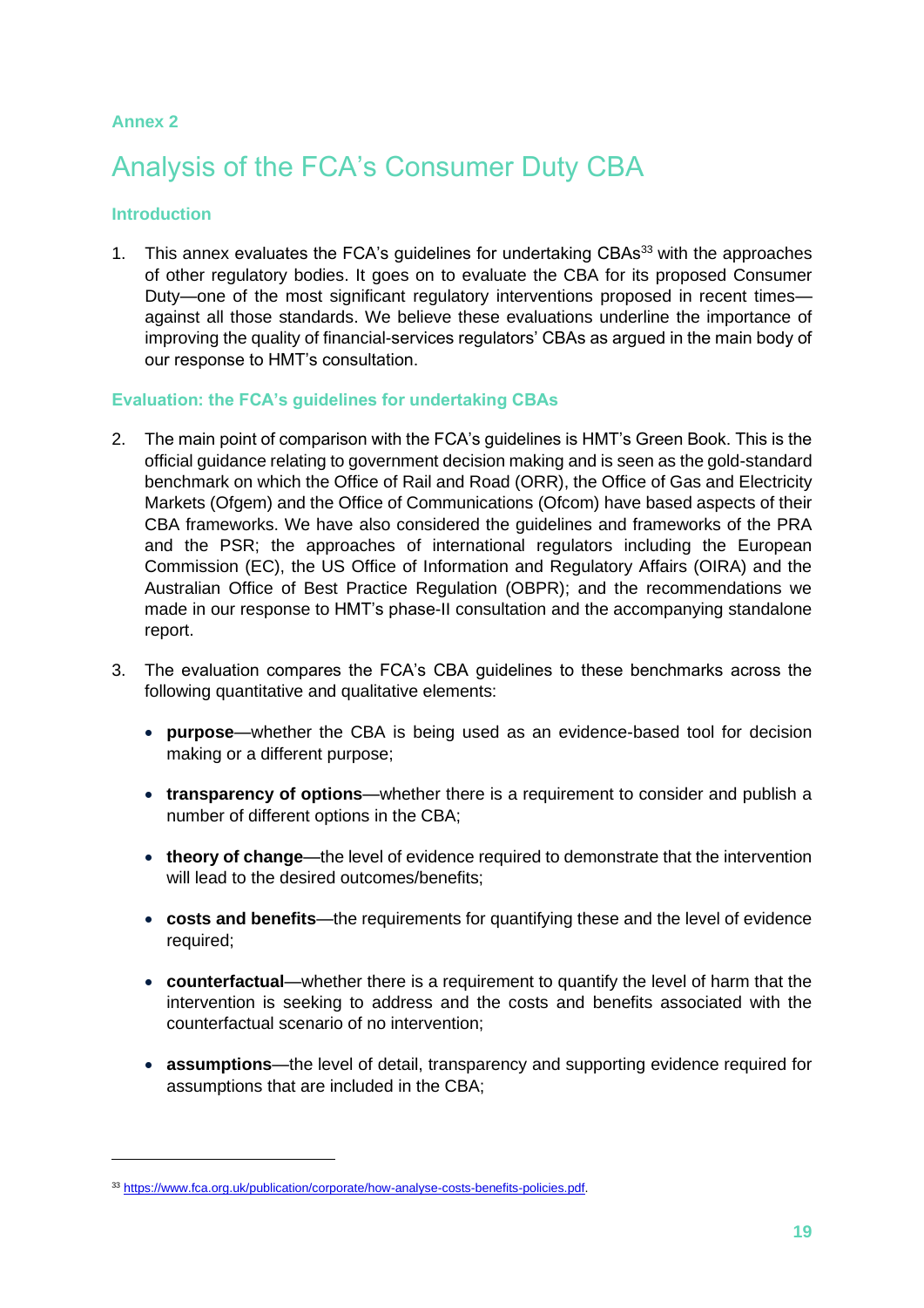Annex 2

# Analysis of the FCA's Consumer Duty CBA

## Introduction

1. This annex evaluates the FCA's guidelines for undertaking CBAs[33] with the approaches of other regulatory bodies. It goes on to evaluate the CBA for its proposed Consumer Duty—one of the most significant regulatory interventions proposed in recent times—against all those standards. We believe these evaluations underline the importance of improving the quality of financial-services regulators' CBAs as argued in the main body of our response to HMT's consultation.

## Evaluation: the FCA's guidelines for undertaking CBAs

2. The main point of comparison with the FCA's guidelines is HMT's Green Book. This is the official guidance relating to government decision making and is seen as the gold-standard benchmark on which the Office of Rail and Road (ORR), the Office of Gas and Electricity Markets (Ofgem) and the Office of Communications (Ofcom) have based aspects of their CBA frameworks. We have also considered the guidelines and frameworks of the PRA and the PSR; the approaches of international regulators including the European Commission (EC), the US Office of Information and Regulatory Affairs (OIRA) and the Australian Office of Best Practice Regulation (OBPR); and the recommendations we made in our response to HMT's phase-II consultation and the accompanying standalone report.

3. The evaluation compares the FCA's CBA guidelines to these benchmarks across the following quantitative and qualitative elements:

   - **purpose**—whether the CBA is being used as an evidence-based tool for decision making or a different purpose;
   - **transparency of options**—whether there is a requirement to consider and publish a number of different options in the CBA;
   - **theory of change**—the level of evidence required to demonstrate that the intervention will lead to the desired outcomes/benefits;
   - **costs and benefits**—the requirements for quantifying these and the level of evidence required;
   - **counterfactual**—whether there is a requirement to quantify the level of harm that the intervention is seeking to address and the costs and benefits associated with the counterfactual scenario of no intervention;
   - **assumptions**—the level of detail, transparency and supporting evidence required for assumptions that are included in the CBA;

[33] https://www.fca.org.uk/publication/corporate/how-analyse-costs-benefits-policies.pdf.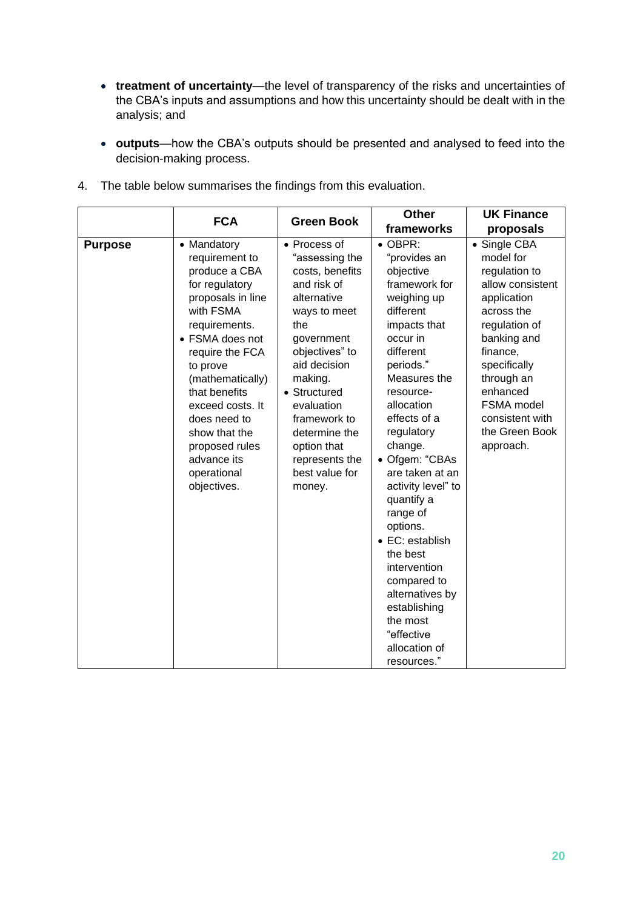- **treatment of uncertainty**—the level of transparency of the risks and uncertainties of the CBA's inputs and assumptions and how this uncertainty should be dealt with in the analysis; and
- **outputs**—how the CBA's outputs should be presented and analysed to feed into the decision-making process.

4. The table below summarises the findings from this evaluation.

| | FCA | Green Book | Other frameworks | UK Finance proposals |
|---|---|---|---|---|
| **Purpose** | • Mandatory requirement to produce a CBA for regulatory proposals in line with FSMA requirements.<br>• FSMA does not require the FCA to prove (mathematically) that benefits exceed costs. It does need to show that the proposed rules advance its operational objectives. | • Process of "assessing the costs, benefits and risk of alternative ways to meet the government objectives" to aid decision making.<br>• Structured evaluation framework to determine the option that represents the best value for money. | • OBPR: "provides an objective framework for weighing up different impacts that occur in different periods." Measures the resource-allocation effects of a regulatory change.<br>• Ofgem: "CBAs are taken at an activity level" to quantify a range of options.<br>• EC: establish the best intervention compared to alternatives by establishing the most "effective allocation of resources." | • Single CBA model for regulation to allow consistent application across the regulation of banking and finance, specifically through an enhanced FSMA model consistent with the Green Book approach. |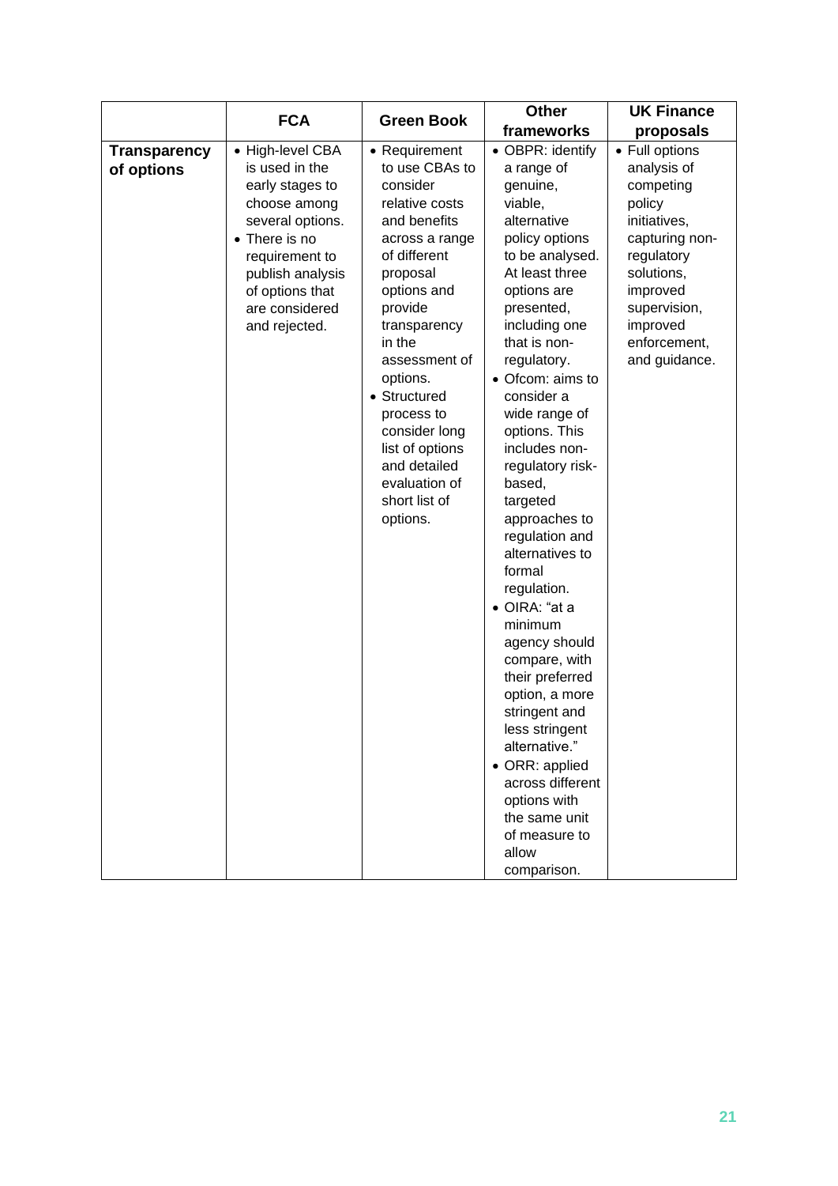| | FCA | Green Book | Other frameworks | UK Finance proposals |
|---|---|---|---|---|
| **Transparency of options** | • High-level CBA is used in the early stages to choose among several options.<br>• There is no requirement to publish analysis of options that are considered and rejected. | • Requirement to use CBAs to consider relative costs and benefits across a range of different proposal options and provide transparency in the assessment of options.<br>• Structured process to consider long list of options and detailed evaluation of short list of options. | • OBPR: identify a range of genuine, viable, alternative policy options to be analysed. At least three options are presented, including one that is non-regulatory.<br>• Ofcom: aims to consider a wide range of options. This includes non-regulatory risk-based, targeted approaches to regulation and alternatives to formal regulation.<br>• OIRA: "at a minimum agency should compare, with their preferred option, a more stringent and less stringent alternative."<br>• ORR: applied across different options with the same unit of measure to allow comparison. | • Full options analysis of competing policy initiatives, capturing non-regulatory solutions, improved supervision, improved enforcement, and guidance. |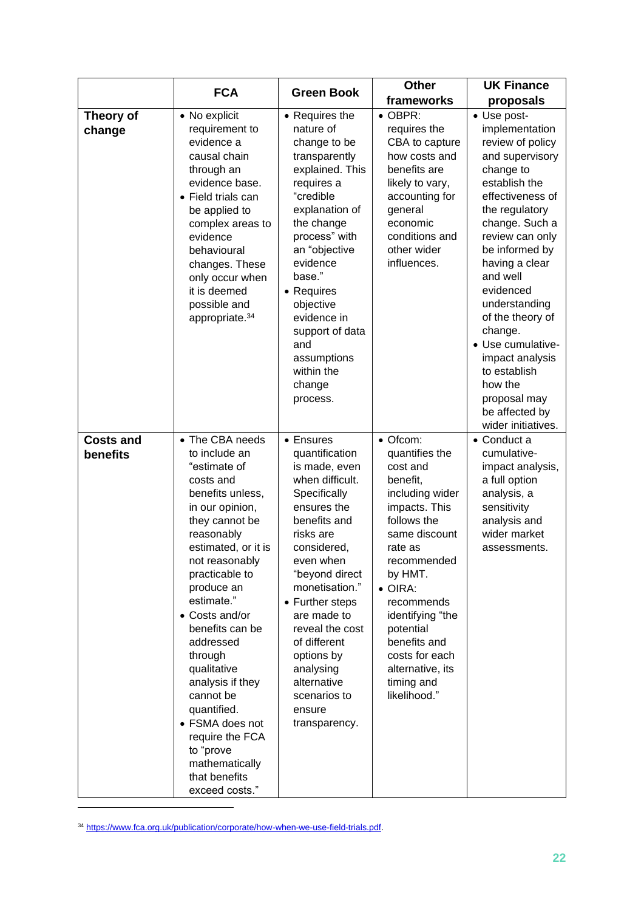| | FCA | Green Book | Other frameworks | UK Finance proposals |
|---|---|---|---|---|
| **Theory of change** | • No explicit requirement to evidence a causal chain through an evidence base.<br>• Field trials can be applied to complex areas to evidence behavioural changes. These only occur when it is deemed possible and appropriate.[34] | • Requires the nature of change to be transparently explained. This requires a "credible explanation of the change process" with an "objective evidence base."<br>• Requires objective evidence in support of data and assumptions within the change process. | • OBPR: requires the CBA to capture how costs and benefits are likely to vary, accounting for general economic conditions and other wider influences. | • Use post-implementation review of policy and supervisory change to establish the effectiveness of the regulatory change. Such a review can only be informed by having a clear and well evidenced understanding of the theory of change.<br>• Use cumulative-impact analysis to establish how the proposal may be affected by wider initiatives. |
| **Costs and benefits** | • The CBA needs to include an "estimate of costs and benefits unless, in our opinion, they cannot be reasonably estimated, or it is not reasonably practicable to produce an estimate."<br>• Costs and/or benefits can be addressed through qualitative analysis if they cannot be quantified.<br>• FSMA does not require the FCA to "prove mathematically that benefits exceed costs." | • Ensures quantification is made, even when difficult. Specifically ensures the benefits and risks are considered, even when "beyond direct monetisation."<br>• Further steps are made to reveal the cost of different options by analysing alternative scenarios to ensure transparency. | • Ofcom: quantifies the cost and benefit, including wider impacts. This follows the same discount rate as recommended by HMT.<br>• OIRA: recommends identifying "the potential benefits and costs for each alternative, its timing and likelihood." | • Conduct a cumulative-impact analysis, a full option analysis, a sensitivity analysis and wider market assessments. |

[34] https://www.fca.org.uk/publication/corporate/how-when-we-use-field-trials.pdf.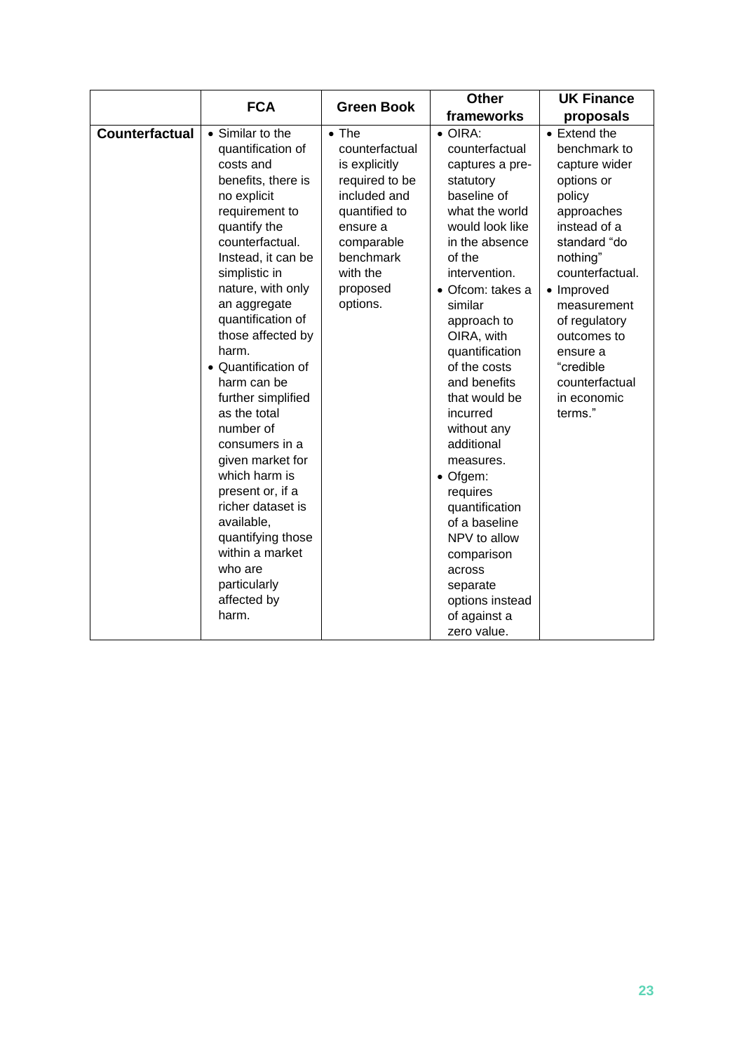| | FCA | Green Book | Other frameworks | UK Finance proposals |
|---|---|---|---|---|
| **Counterfactual** | • Similar to the quantification of costs and benefits, there is no explicit requirement to quantify the counterfactual. Instead, it can be simplistic in nature, with only an aggregate quantification of those affected by harm.<br>• Quantification of harm can be further simplified as the total number of consumers in a given market for which harm is present or, if a richer dataset is available, quantifying those within a market who are particularly affected by harm. | • The counterfactual is explicitly required to be included and quantified to ensure a comparable benchmark with the proposed options. | • OIRA: counterfactual captures a pre-statutory baseline of what the world would look like in the absence of the intervention.<br>• Ofcom: takes a similar approach to OIRA, with quantification of the costs and benefits that would be incurred without any additional measures.<br>• Ofgem: requires quantification of a baseline NPV to allow comparison across separate options instead of against a zero value. | • Extend the benchmark to capture wider options or policy approaches instead of a standard "do nothing" counterfactual.<br>• Improved measurement of regulatory outcomes to ensure a "credible counterfactual in economic terms." |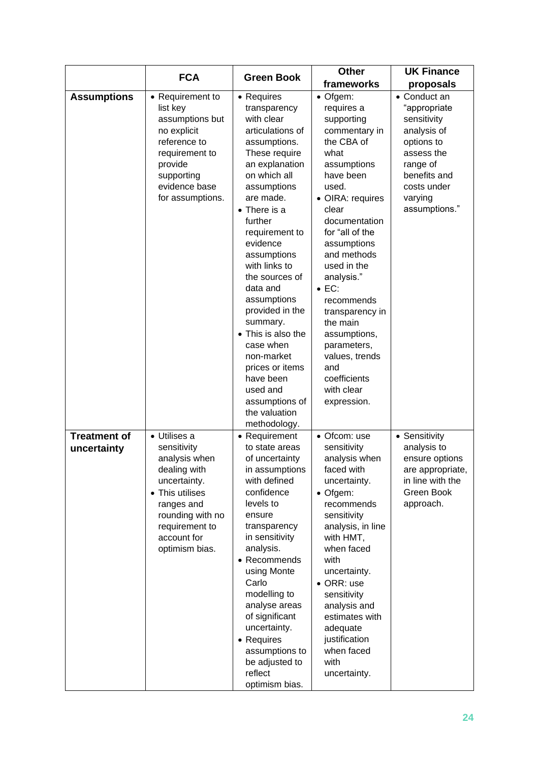| | FCA | Green Book | Other frameworks | UK Finance proposals |
|---|---|---|---|---|
| **Assumptions** | • Requirement to list key assumptions but no explicit reference to requirement to provide supporting evidence base for assumptions. | • Requires transparency with clear articulations of assumptions. These require an explanation on which all assumptions are made. <br> • There is a further requirement to evidence assumptions with links to the sources of data and assumptions provided in the summary. <br> • This is also the case when non-market prices or items have been used and assumptions of the valuation methodology. | • Ofgem: requires a supporting commentary in the CBA of what assumptions have been used. <br> • OIRA: requires clear documentation for "all of the assumptions and methods used in the analysis." <br> • EC: recommends transparency in the main assumptions, parameters, values, trends and coefficients with clear expression. | • Conduct an "appropriate sensitivity analysis of options to assess the range of benefits and costs under varying assumptions." |
| **Treatment of uncertainty** | • Utilises a sensitivity analysis when dealing with uncertainty. <br> • This utilises ranges and rounding with no requirement to account for optimism bias. | • Requirement to state areas of uncertainty in assumptions with defined confidence levels to ensure transparency in sensitivity analysis. <br> • Recommends using Monte Carlo modelling to analyse areas of significant uncertainty. <br> • Requires assumptions to be adjusted to reflect optimism bias. | • Ofcom: use sensitivity analysis when faced with uncertainty. <br> • Ofgem: recommends sensitivity analysis, in line with HMT, when faced with uncertainty. <br> • ORR: use sensitivity analysis and estimates with adequate justification when faced with uncertainty. | • Sensitivity analysis to ensure options are appropriate, in line with the Green Book approach. |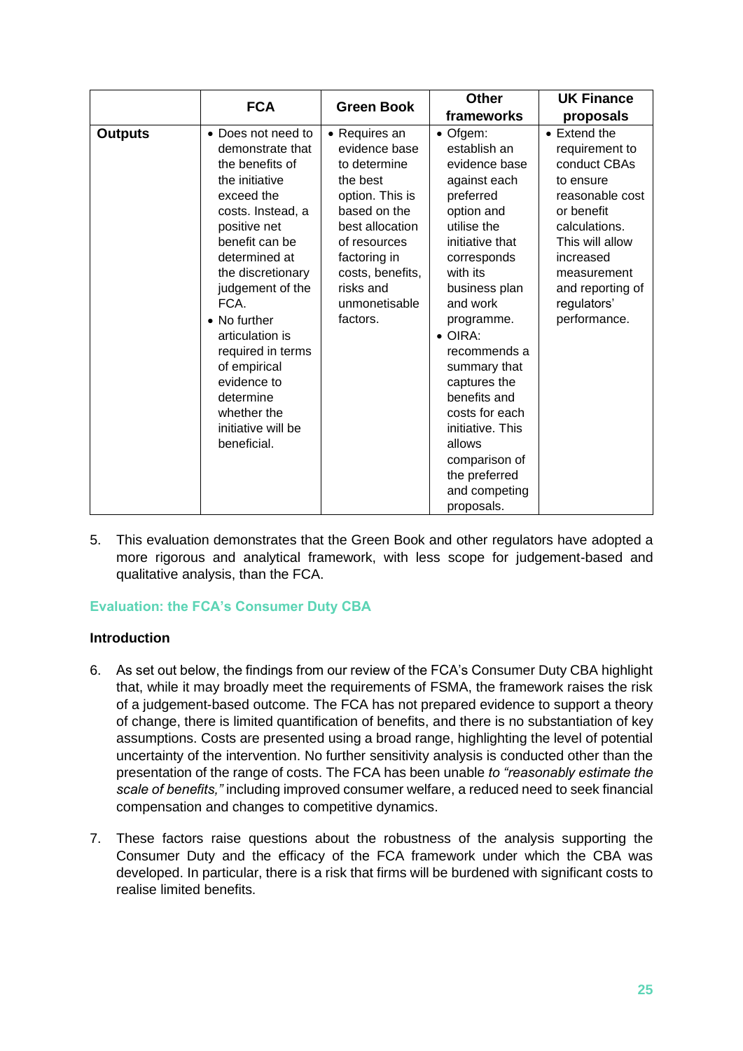| | FCA | Green Book | Other frameworks | UK Finance proposals |
|---|---|---|---|---|
| **Outputs** | • Does not need to demonstrate that the benefits of the initiative exceed the costs. Instead, a positive net benefit can be determined at the discretionary judgement of the FCA.<br>• No further articulation is required in terms of empirical evidence to determine whether the initiative will be beneficial. | • Requires an evidence base to determine the best option. This is based on the best allocation of resources factoring in costs, benefits, risks and unmonetisable factors. | • Ofgem: establish an evidence base against each preferred option and utilise the initiative that corresponds with its business plan and work programme.<br>• OIRA: recommends a summary that captures the benefits and costs for each initiative. This allows comparison of the preferred and competing proposals. | • Extend the requirement to conduct CBAs to ensure reasonable cost or benefit calculations. This will allow increased measurement and reporting of regulators' performance. |

5. This evaluation demonstrates that the Green Book and other regulators have adopted a more rigorous and analytical framework, with less scope for judgement-based and qualitative analysis, than the FCA.

## Evaluation: the FCA's Consumer Duty CBA

### Introduction

6. As set out below, the findings from our review of the FCA's Consumer Duty CBA highlight that, while it may broadly meet the requirements of FSMA, the framework raises the risk of a judgement-based outcome. The FCA has not prepared evidence to support a theory of change, there is limited quantification of benefits, and there is no substantiation of key assumptions. Costs are presented using a broad range, highlighting the level of potential uncertainty of the intervention. No further sensitivity analysis is conducted other than the presentation of the range of costs. The FCA has been unable *to "reasonably estimate the scale of benefits,"* including improved consumer welfare, a reduced need to seek financial compensation and changes to competitive dynamics.

7. These factors raise questions about the robustness of the analysis supporting the Consumer Duty and the efficacy of the FCA framework under which the CBA was developed. In particular, there is a risk that firms will be burdened with significant costs to realise limited benefits.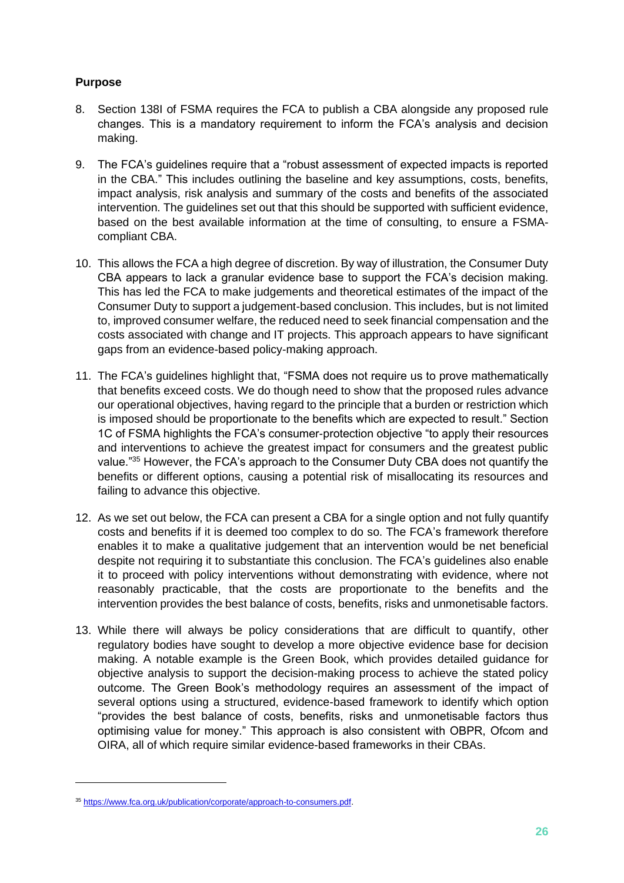**Purpose**

8. Section 138I of FSMA requires the FCA to publish a CBA alongside any proposed rule changes. This is a mandatory requirement to inform the FCA's analysis and decision making.

9. The FCA's guidelines require that a "robust assessment of expected impacts is reported in the CBA." This includes outlining the baseline and key assumptions, costs, benefits, impact analysis, risk analysis and summary of the costs and benefits of the associated intervention. The guidelines set out that this should be supported with sufficient evidence, based on the best available information at the time of consulting, to ensure a FSMA-compliant CBA.

10. This allows the FCA a high degree of discretion. By way of illustration, the Consumer Duty CBA appears to lack a granular evidence base to support the FCA's decision making. This has led the FCA to make judgements and theoretical estimates of the impact of the Consumer Duty to support a judgement-based conclusion. This includes, but is not limited to, improved consumer welfare, the reduced need to seek financial compensation and the costs associated with change and IT projects. This approach appears to have significant gaps from an evidence-based policy-making approach.

11. The FCA's guidelines highlight that, "FSMA does not require us to prove mathematically that benefits exceed costs. We do though need to show that the proposed rules advance our operational objectives, having regard to the principle that a burden or restriction which is imposed should be proportionate to the benefits which are expected to result." Section 1C of FSMA highlights the FCA's consumer-protection objective "to apply their resources and interventions to achieve the greatest impact for consumers and the greatest public value."[35] However, the FCA's approach to the Consumer Duty CBA does not quantify the benefits or different options, causing a potential risk of misallocating its resources and failing to advance this objective.

12. As we set out below, the FCA can present a CBA for a single option and not fully quantify costs and benefits if it is deemed too complex to do so. The FCA's framework therefore enables it to make a qualitative judgement that an intervention would be net beneficial despite not requiring it to substantiate this conclusion. The FCA's guidelines also enable it to proceed with policy interventions without demonstrating with evidence, where not reasonably practicable, that the costs are proportionate to the benefits and the intervention provides the best balance of costs, benefits, risks and unmonetisable factors.

13. While there will always be policy considerations that are difficult to quantify, other regulatory bodies have sought to develop a more objective evidence base for decision making. A notable example is the Green Book, which provides detailed guidance for objective analysis to support the decision-making process to achieve the stated policy outcome. The Green Book's methodology requires an assessment of the impact of several options using a structured, evidence-based framework to identify which option "provides the best balance of costs, benefits, risks and unmonetisable factors thus optimising value for money." This approach is also consistent with OBPR, Ofcom and OIRA, all of which require similar evidence-based frameworks in their CBAs.

---

[35] https://www.fca.org.uk/publication/corporate/approach-to-consumers.pdf.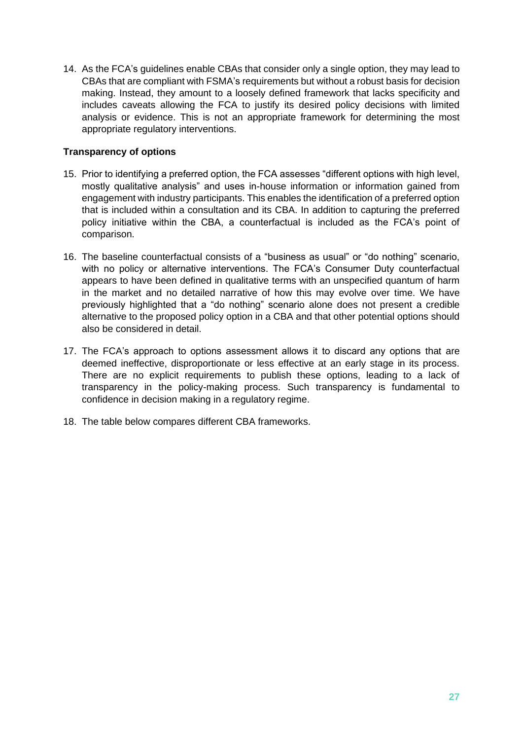14. As the FCA's guidelines enable CBAs that consider only a single option, they may lead to CBAs that are compliant with FSMA's requirements but without a robust basis for decision making. Instead, they amount to a loosely defined framework that lacks specificity and includes caveats allowing the FCA to justify its desired policy decisions with limited analysis or evidence. This is not an appropriate framework for determining the most appropriate regulatory interventions.

**Transparency of options**

15. Prior to identifying a preferred option, the FCA assesses "different options with high level, mostly qualitative analysis" and uses in-house information or information gained from engagement with industry participants. This enables the identification of a preferred option that is included within a consultation and its CBA. In addition to capturing the preferred policy initiative within the CBA, a counterfactual is included as the FCA's point of comparison.

16. The baseline counterfactual consists of a "business as usual" or "do nothing" scenario, with no policy or alternative interventions. The FCA's Consumer Duty counterfactual appears to have been defined in qualitative terms with an unspecified quantum of harm in the market and no detailed narrative of how this may evolve over time. We have previously highlighted that a "do nothing" scenario alone does not present a credible alternative to the proposed policy option in a CBA and that other potential options should also be considered in detail.

17. The FCA's approach to options assessment allows it to discard any options that are deemed ineffective, disproportionate or less effective at an early stage in its process. There are no explicit requirements to publish these options, leading to a lack of transparency in the policy-making process. Such transparency is fundamental to confidence in decision making in a regulatory regime.

18. The table below compares different CBA frameworks.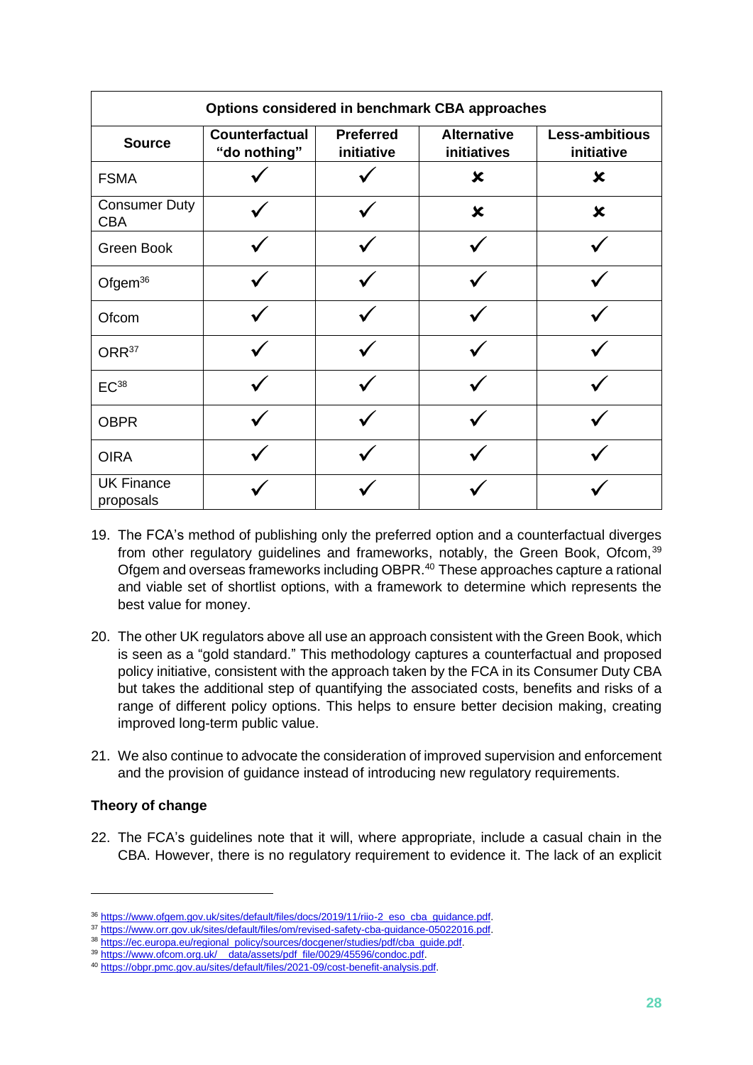| Options considered in benchmark CBA approaches | | | | |
|---|---|---|---|---|
| **Source** | **Counterfactual "do nothing"** | **Preferred initiative** | **Alternative initiatives** | **Less-ambitious initiative** |
| FSMA | ✓ | ✓ | ✗ | ✗ |
| Consumer Duty CBA | ✓ | ✓ | ✗ | ✗ |
| Green Book | ✓ | ✓ | ✓ | ✓ |
| Ofgem[36] | ✓ | ✓ | ✓ | ✓ |
| Ofcom | ✓ | ✓ | ✓ | ✓ |
| ORR[37] | ✓ | ✓ | ✓ | ✓ |
| EC[38] | ✓ | ✓ | ✓ | ✓ |
| OBPR | ✓ | ✓ | ✓ | ✓ |
| OIRA | ✓ | ✓ | ✓ | ✓ |
| UK Finance proposals | ✓ | ✓ | ✓ | ✓ |

19. The FCA's method of publishing only the preferred option and a counterfactual diverges from other regulatory guidelines and frameworks, notably, the Green Book, Ofcom,[39] Ofgem and overseas frameworks including OBPR.[40] These approaches capture a rational and viable set of shortlist options, with a framework to determine which represents the best value for money.

20. The other UK regulators above all use an approach consistent with the Green Book, which is seen as a "gold standard." This methodology captures a counterfactual and proposed policy initiative, consistent with the approach taken by the FCA in its Consumer Duty CBA but takes the additional step of quantifying the associated costs, benefits and risks of a range of different policy options. This helps to ensure better decision making, creating improved long-term public value.

21. We also continue to advocate the consideration of improved supervision and enforcement and the provision of guidance instead of introducing new regulatory requirements.

**Theory of change**

22. The FCA's guidelines note that it will, where appropriate, include a casual chain in the CBA. However, there is no regulatory requirement to evidence it. The lack of an explicit

---

[36] https://www.ofgem.gov.uk/sites/default/files/docs/2019/11/riio-2_eso_cba_guidance.pdf.

[37] https://www.orr.gov.uk/sites/default/files/om/revised-safety-cba-guidance-05022016.pdf.

[38] https://ec.europa.eu/regional_policy/sources/docgener/studies/pdf/cba_guide.pdf.

[39] https://www.ofcom.org.uk/__data/assets/pdf_file/0029/45596/condoc.pdf.

[40] https://obpr.pmc.gov.au/sites/default/files/2021-09/cost-benefit-analysis.pdf.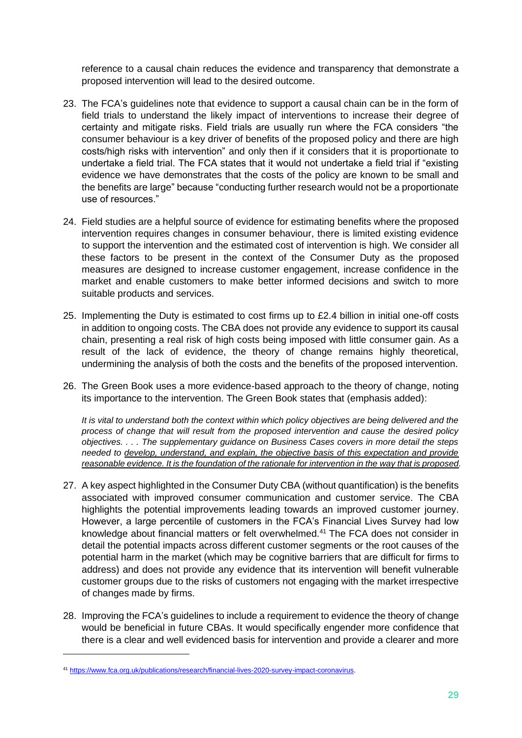reference to a causal chain reduces the evidence and transparency that demonstrate a proposed intervention will lead to the desired outcome.

23. The FCA's guidelines note that evidence to support a causal chain can be in the form of field trials to understand the likely impact of interventions to increase their degree of certainty and mitigate risks. Field trials are usually run where the FCA considers "the consumer behaviour is a key driver of benefits of the proposed policy and there are high costs/high risks with intervention" and only then if it considers that it is proportionate to undertake a field trial. The FCA states that it would not undertake a field trial if "existing evidence we have demonstrates that the costs of the policy are known to be small and the benefits are large" because "conducting further research would not be a proportionate use of resources."

24. Field studies are a helpful source of evidence for estimating benefits where the proposed intervention requires changes in consumer behaviour, there is limited existing evidence to support the intervention and the estimated cost of intervention is high. We consider all these factors to be present in the context of the Consumer Duty as the proposed measures are designed to increase customer engagement, increase confidence in the market and enable customers to make better informed decisions and switch to more suitable products and services.

25. Implementing the Duty is estimated to cost firms up to £2.4 billion in initial one-off costs in addition to ongoing costs. The CBA does not provide any evidence to support its causal chain, presenting a real risk of high costs being imposed with little consumer gain. As a result of the lack of evidence, the theory of change remains highly theoretical, undermining the analysis of both the costs and the benefits of the proposed intervention.

26. The Green Book uses a more evidence-based approach to the theory of change, noting its importance to the intervention. The Green Book states that (emphasis added):

    *It is vital to understand both the context within which policy objectives are being delivered and the process of change that will result from the proposed intervention and cause the desired policy objectives. . . . The supplementary guidance on Business Cases covers in more detail the steps needed to <u>develop, understand, and explain, the objective basis of this expectation and provide reasonable evidence. It is the foundation of the rationale for intervention in the way that is proposed</u>.*

27. A key aspect highlighted in the Consumer Duty CBA (without quantification) is the benefits associated with improved consumer communication and customer service. The CBA highlights the potential improvements leading towards an improved customer journey. However, a large percentile of customers in the FCA's Financial Lives Survey had low knowledge about financial matters or felt overwhelmed.[41] The FCA does not consider in detail the potential impacts across different customer segments or the root causes of the potential harm in the market (which may be cognitive barriers that are difficult for firms to address) and does not provide any evidence that its intervention will benefit vulnerable customer groups due to the risks of customers not engaging with the market irrespective of changes made by firms.

28. Improving the FCA's guidelines to include a requirement to evidence the theory of change would be beneficial in future CBAs. It would specifically engender more confidence that there is a clear and well evidenced basis for intervention and provide a clearer and more

---

[41] https://www.fca.org.uk/publications/research/financial-lives-2020-survey-impact-coronavirus.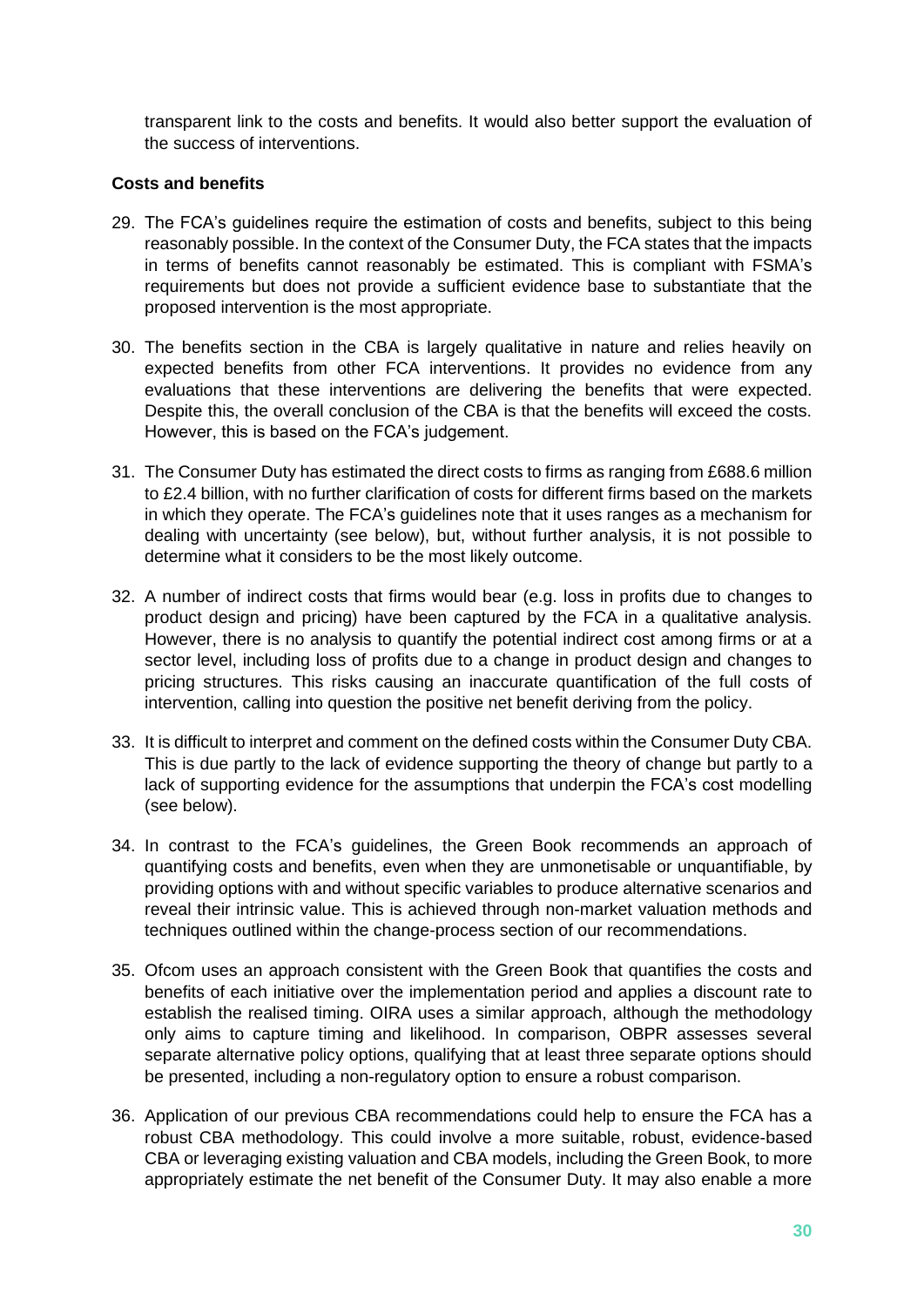transparent link to the costs and benefits. It would also better support the evaluation of the success of interventions.

**Costs and benefits**

29. The FCA's guidelines require the estimation of costs and benefits, subject to this being reasonably possible. In the context of the Consumer Duty, the FCA states that the impacts in terms of benefits cannot reasonably be estimated. This is compliant with FSMA's requirements but does not provide a sufficient evidence base to substantiate that the proposed intervention is the most appropriate.

30. The benefits section in the CBA is largely qualitative in nature and relies heavily on expected benefits from other FCA interventions. It provides no evidence from any evaluations that these interventions are delivering the benefits that were expected. Despite this, the overall conclusion of the CBA is that the benefits will exceed the costs. However, this is based on the FCA's judgement.

31. The Consumer Duty has estimated the direct costs to firms as ranging from £688.6 million to £2.4 billion, with no further clarification of costs for different firms based on the markets in which they operate. The FCA's guidelines note that it uses ranges as a mechanism for dealing with uncertainty (see below), but, without further analysis, it is not possible to determine what it considers to be the most likely outcome.

32. A number of indirect costs that firms would bear (e.g. loss in profits due to changes to product design and pricing) have been captured by the FCA in a qualitative analysis. However, there is no analysis to quantify the potential indirect cost among firms or at a sector level, including loss of profits due to a change in product design and changes to pricing structures. This risks causing an inaccurate quantification of the full costs of intervention, calling into question the positive net benefit deriving from the policy.

33. It is difficult to interpret and comment on the defined costs within the Consumer Duty CBA. This is due partly to the lack of evidence supporting the theory of change but partly to a lack of supporting evidence for the assumptions that underpin the FCA's cost modelling (see below).

34. In contrast to the FCA's guidelines, the Green Book recommends an approach of quantifying costs and benefits, even when they are unmonetisable or unquantifiable, by providing options with and without specific variables to produce alternative scenarios and reveal their intrinsic value. This is achieved through non-market valuation methods and techniques outlined within the change-process section of our recommendations.

35. Ofcom uses an approach consistent with the Green Book that quantifies the costs and benefits of each initiative over the implementation period and applies a discount rate to establish the realised timing. OIRA uses a similar approach, although the methodology only aims to capture timing and likelihood. In comparison, OBPR assesses several separate alternative policy options, qualifying that at least three separate options should be presented, including a non-regulatory option to ensure a robust comparison.

36. Application of our previous CBA recommendations could help to ensure the FCA has a robust CBA methodology. This could involve a more suitable, robust, evidence-based CBA or leveraging existing valuation and CBA models, including the Green Book, to more appropriately estimate the net benefit of the Consumer Duty. It may also enable a more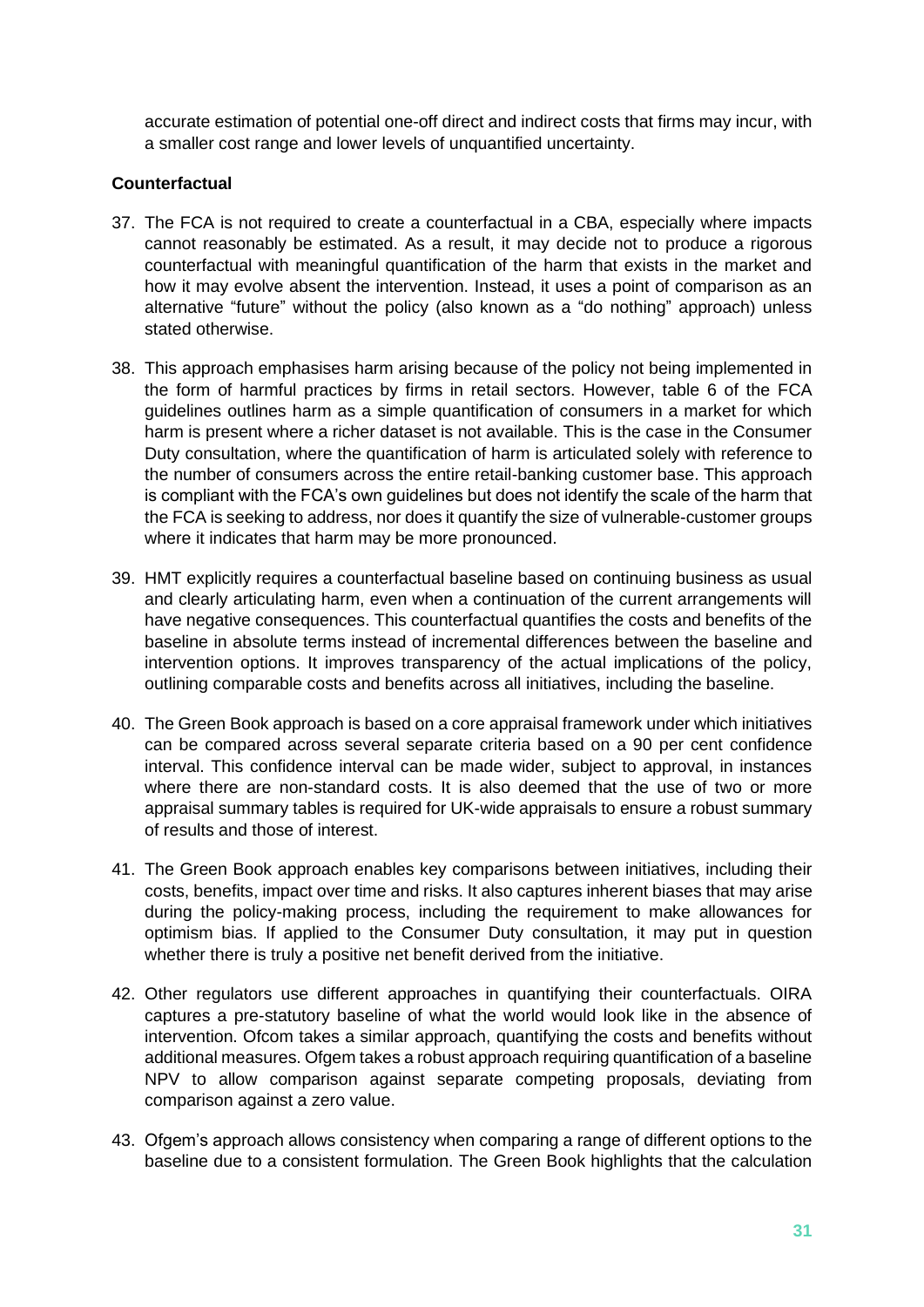accurate estimation of potential one-off direct and indirect costs that firms may incur, with a smaller cost range and lower levels of unquantified uncertainty.

**Counterfactual**

37. The FCA is not required to create a counterfactual in a CBA, especially where impacts cannot reasonably be estimated. As a result, it may decide not to produce a rigorous counterfactual with meaningful quantification of the harm that exists in the market and how it may evolve absent the intervention. Instead, it uses a point of comparison as an alternative "future" without the policy (also known as a "do nothing" approach) unless stated otherwise.

38. This approach emphasises harm arising because of the policy not being implemented in the form of harmful practices by firms in retail sectors. However, table 6 of the FCA guidelines outlines harm as a simple quantification of consumers in a market for which harm is present where a richer dataset is not available. This is the case in the Consumer Duty consultation, where the quantification of harm is articulated solely with reference to the number of consumers across the entire retail-banking customer base. This approach is compliant with the FCA's own guidelines but does not identify the scale of the harm that the FCA is seeking to address, nor does it quantify the size of vulnerable-customer groups where it indicates that harm may be more pronounced.

39. HMT explicitly requires a counterfactual baseline based on continuing business as usual and clearly articulating harm, even when a continuation of the current arrangements will have negative consequences. This counterfactual quantifies the costs and benefits of the baseline in absolute terms instead of incremental differences between the baseline and intervention options. It improves transparency of the actual implications of the policy, outlining comparable costs and benefits across all initiatives, including the baseline.

40. The Green Book approach is based on a core appraisal framework under which initiatives can be compared across several separate criteria based on a 90 per cent confidence interval. This confidence interval can be made wider, subject to approval, in instances where there are non-standard costs. It is also deemed that the use of two or more appraisal summary tables is required for UK-wide appraisals to ensure a robust summary of results and those of interest.

41. The Green Book approach enables key comparisons between initiatives, including their costs, benefits, impact over time and risks. It also captures inherent biases that may arise during the policy-making process, including the requirement to make allowances for optimism bias. If applied to the Consumer Duty consultation, it may put in question whether there is truly a positive net benefit derived from the initiative.

42. Other regulators use different approaches in quantifying their counterfactuals. OIRA captures a pre-statutory baseline of what the world would look like in the absence of intervention. Ofcom takes a similar approach, quantifying the costs and benefits without additional measures. Ofgem takes a robust approach requiring quantification of a baseline NPV to allow comparison against separate competing proposals, deviating from comparison against a zero value.

43. Ofgem's approach allows consistency when comparing a range of different options to the baseline due to a consistent formulation. The Green Book highlights that the calculation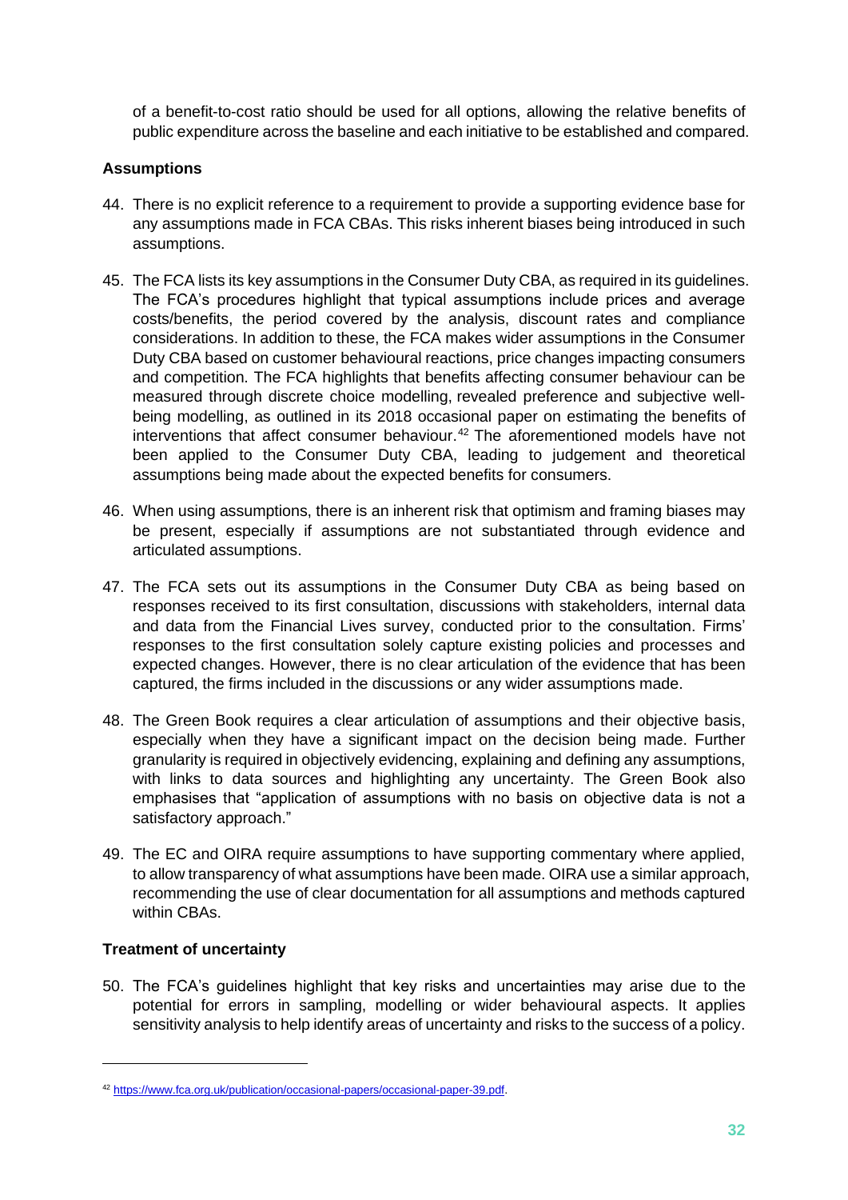of a benefit-to-cost ratio should be used for all options, allowing the relative benefits of public expenditure across the baseline and each initiative to be established and compared.

**Assumptions**

44. There is no explicit reference to a requirement to provide a supporting evidence base for any assumptions made in FCA CBAs. This risks inherent biases being introduced in such assumptions.

45. The FCA lists its key assumptions in the Consumer Duty CBA, as required in its guidelines. The FCA's procedures highlight that typical assumptions include prices and average costs/benefits, the period covered by the analysis, discount rates and compliance considerations. In addition to these, the FCA makes wider assumptions in the Consumer Duty CBA based on customer behavioural reactions, price changes impacting consumers and competition. The FCA highlights that benefits affecting consumer behaviour can be measured through discrete choice modelling, revealed preference and subjective well-being modelling, as outlined in its 2018 occasional paper on estimating the benefits of interventions that affect consumer behaviour.[42] The aforementioned models have not been applied to the Consumer Duty CBA, leading to judgement and theoretical assumptions being made about the expected benefits for consumers.

46. When using assumptions, there is an inherent risk that optimism and framing biases may be present, especially if assumptions are not substantiated through evidence and articulated assumptions.

47. The FCA sets out its assumptions in the Consumer Duty CBA as being based on responses received to its first consultation, discussions with stakeholders, internal data and data from the Financial Lives survey, conducted prior to the consultation. Firms' responses to the first consultation solely capture existing policies and processes and expected changes. However, there is no clear articulation of the evidence that has been captured, the firms included in the discussions or any wider assumptions made.

48. The Green Book requires a clear articulation of assumptions and their objective basis, especially when they have a significant impact on the decision being made. Further granularity is required in objectively evidencing, explaining and defining any assumptions, with links to data sources and highlighting any uncertainty. The Green Book also emphasises that "application of assumptions with no basis on objective data is not a satisfactory approach."

49. The EC and OIRA require assumptions to have supporting commentary where applied, to allow transparency of what assumptions have been made. OIRA use a similar approach, recommending the use of clear documentation for all assumptions and methods captured within CBAs.

**Treatment of uncertainty**

50. The FCA's guidelines highlight that key risks and uncertainties may arise due to the potential for errors in sampling, modelling or wider behavioural aspects. It applies sensitivity analysis to help identify areas of uncertainty and risks to the success of a policy.

---

[42] https://www.fca.org.uk/publication/occasional-papers/occasional-paper-39.pdf.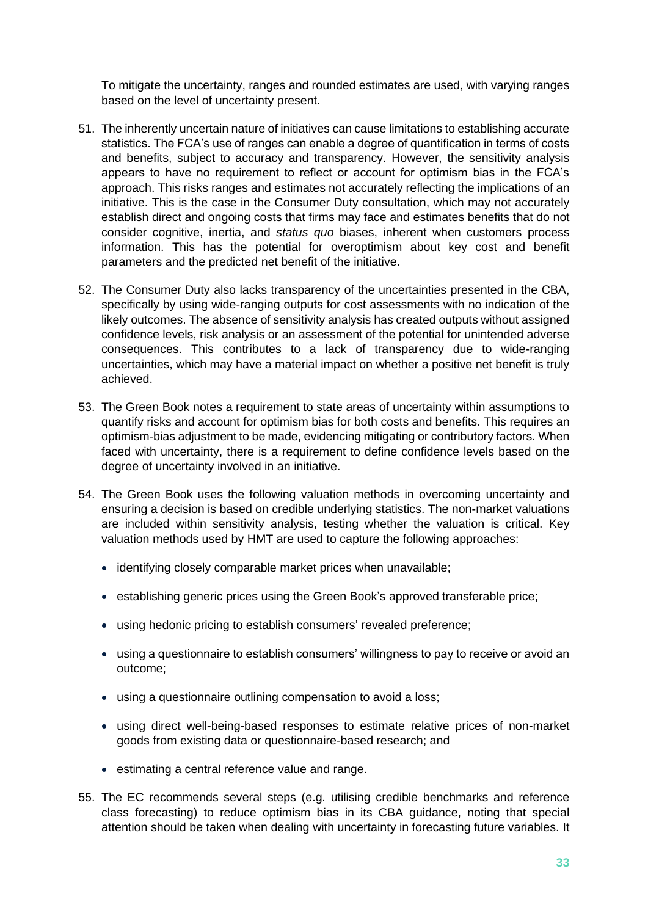To mitigate the uncertainty, ranges and rounded estimates are used, with varying ranges based on the level of uncertainty present.

51. The inherently uncertain nature of initiatives can cause limitations to establishing accurate statistics. The FCA's use of ranges can enable a degree of quantification in terms of costs and benefits, subject to accuracy and transparency. However, the sensitivity analysis appears to have no requirement to reflect or account for optimism bias in the FCA's approach. This risks ranges and estimates not accurately reflecting the implications of an initiative. This is the case in the Consumer Duty consultation, which may not accurately establish direct and ongoing costs that firms may face and estimates benefits that do not consider cognitive, inertia, and *status quo* biases, inherent when customers process information. This has the potential for overoptimism about key cost and benefit parameters and the predicted net benefit of the initiative.

52. The Consumer Duty also lacks transparency of the uncertainties presented in the CBA, specifically by using wide-ranging outputs for cost assessments with no indication of the likely outcomes. The absence of sensitivity analysis has created outputs without assigned confidence levels, risk analysis or an assessment of the potential for unintended adverse consequences. This contributes to a lack of transparency due to wide-ranging uncertainties, which may have a material impact on whether a positive net benefit is truly achieved.

53. The Green Book notes a requirement to state areas of uncertainty within assumptions to quantify risks and account for optimism bias for both costs and benefits. This requires an optimism-bias adjustment to be made, evidencing mitigating or contributory factors. When faced with uncertainty, there is a requirement to define confidence levels based on the degree of uncertainty involved in an initiative.

54. The Green Book uses the following valuation methods in overcoming uncertainty and ensuring a decision is based on credible underlying statistics. The non-market valuations are included within sensitivity analysis, testing whether the valuation is critical. Key valuation methods used by HMT are used to capture the following approaches:

    - identifying closely comparable market prices when unavailable;
    - establishing generic prices using the Green Book's approved transferable price;
    - using hedonic pricing to establish consumers' revealed preference;
    - using a questionnaire to establish consumers' willingness to pay to receive or avoid an outcome;
    - using a questionnaire outlining compensation to avoid a loss;
    - using direct well-being-based responses to estimate relative prices of non-market goods from existing data or questionnaire-based research; and
    - estimating a central reference value and range.

55. The EC recommends several steps (e.g. utilising credible benchmarks and reference class forecasting) to reduce optimism bias in its CBA guidance, noting that special attention should be taken when dealing with uncertainty in forecasting future variables. It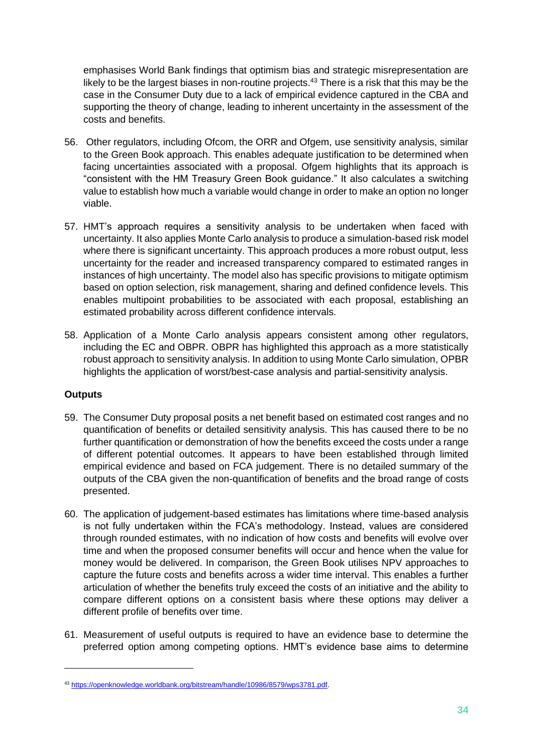emphasises World Bank findings that optimism bias and strategic misrepresentation are likely to be the largest biases in non-routine projects.[43] There is a risk that this may be the case in the Consumer Duty due to a lack of empirical evidence captured in the CBA and supporting the theory of change, leading to inherent uncertainty in the assessment of the costs and benefits.

56. Other regulators, including Ofcom, the ORR and Ofgem, use sensitivity analysis, similar to the Green Book approach. This enables adequate justification to be determined when facing uncertainties associated with a proposal. Ofgem highlights that its approach is "consistent with the HM Treasury Green Book guidance." It also calculates a switching value to establish how much a variable would change in order to make an option no longer viable.

57. HMT's approach requires a sensitivity analysis to be undertaken when faced with uncertainty. It also applies Monte Carlo analysis to produce a simulation-based risk model where there is significant uncertainty. This approach produces a more robust output, less uncertainty for the reader and increased transparency compared to estimated ranges in instances of high uncertainty. The model also has specific provisions to mitigate optimism based on option selection, risk management, sharing and defined confidence levels. This enables multipoint probabilities to be associated with each proposal, establishing an estimated probability across different confidence intervals.

58. Application of a Monte Carlo analysis appears consistent among other regulators, including the EC and OBPR. OBPR has highlighted this approach as a more statistically robust approach to sensitivity analysis. In addition to using Monte Carlo simulation, OPBR highlights the application of worst/best-case analysis and partial-sensitivity analysis.

**Outputs**

59. The Consumer Duty proposal posits a net benefit based on estimated cost ranges and no quantification of benefits or detailed sensitivity analysis. This has caused there to be no further quantification or demonstration of how the benefits exceed the costs under a range of different potential outcomes. It appears to have been established through limited empirical evidence and based on FCA judgement. There is no detailed summary of the outputs of the CBA given the non-quantification of benefits and the broad range of costs presented.

60. The application of judgement-based estimates has limitations where time-based analysis is not fully undertaken within the FCA's methodology. Instead, values are considered through rounded estimates, with no indication of how costs and benefits will evolve over time and when the proposed consumer benefits will occur and hence when the value for money would be delivered. In comparison, the Green Book utilises NPV approaches to capture the future costs and benefits across a wider time interval. This enables a further articulation of whether the benefits truly exceed the costs of an initiative and the ability to compare different options on a consistent basis where these options may deliver a different profile of benefits over time.

61. Measurement of useful outputs is required to have an evidence base to determine the preferred option among competing options. HMT's evidence base aims to determine

---

[43] https://openknowledge.worldbank.org/bitstream/handle/10986/8579/wps3781.pdf.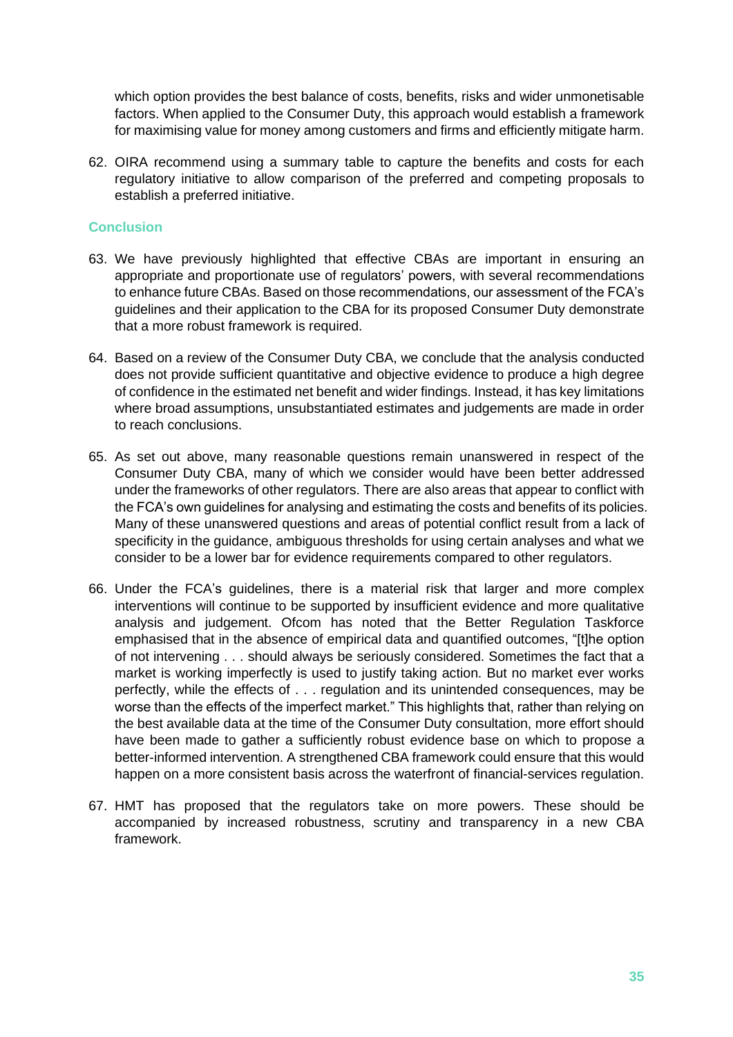which option provides the best balance of costs, benefits, risks and wider unmonetisable factors. When applied to the Consumer Duty, this approach would establish a framework for maximising value for money among customers and firms and efficiently mitigate harm.

62. OIRA recommend using a summary table to capture the benefits and costs for each regulatory initiative to allow comparison of the preferred and competing proposals to establish a preferred initiative.

## Conclusion

63. We have previously highlighted that effective CBAs are important in ensuring an appropriate and proportionate use of regulators' powers, with several recommendations to enhance future CBAs. Based on those recommendations, our assessment of the FCA's guidelines and their application to the CBA for its proposed Consumer Duty demonstrate that a more robust framework is required.

64. Based on a review of the Consumer Duty CBA, we conclude that the analysis conducted does not provide sufficient quantitative and objective evidence to produce a high degree of confidence in the estimated net benefit and wider findings. Instead, it has key limitations where broad assumptions, unsubstantiated estimates and judgements are made in order to reach conclusions.

65. As set out above, many reasonable questions remain unanswered in respect of the Consumer Duty CBA, many of which we consider would have been better addressed under the frameworks of other regulators. There are also areas that appear to conflict with the FCA's own guidelines for analysing and estimating the costs and benefits of its policies. Many of these unanswered questions and areas of potential conflict result from a lack of specificity in the guidance, ambiguous thresholds for using certain analyses and what we consider to be a lower bar for evidence requirements compared to other regulators.

66. Under the FCA's guidelines, there is a material risk that larger and more complex interventions will continue to be supported by insufficient evidence and more qualitative analysis and judgement. Ofcom has noted that the Better Regulation Taskforce emphasised that in the absence of empirical data and quantified outcomes, "[t]he option of not intervening . . . should always be seriously considered. Sometimes the fact that a market is working imperfectly is used to justify taking action. But no market ever works perfectly, while the effects of . . . regulation and its unintended consequences, may be worse than the effects of the imperfect market." This highlights that, rather than relying on the best available data at the time of the Consumer Duty consultation, more effort should have been made to gather a sufficiently robust evidence base on which to propose a better-informed intervention. A strengthened CBA framework could ensure that this would happen on a more consistent basis across the waterfront of financial-services regulation.

67. HMT has proposed that the regulators take on more powers. These should be accompanied by increased robustness, scrutiny and transparency in a new CBA framework.